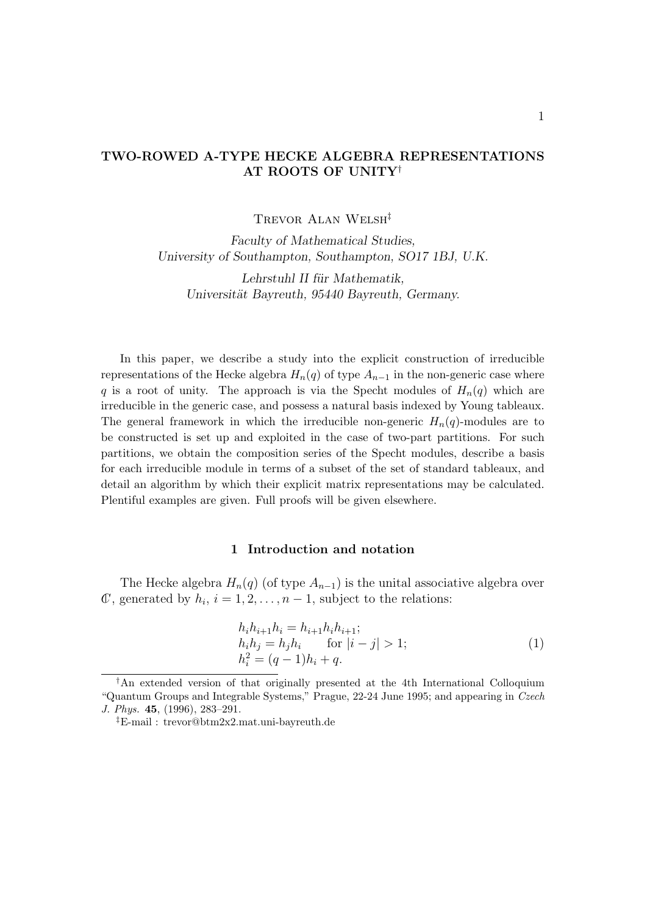# TWO-ROWED A-TYPE HECKE ALGEBRA REPRESENTATIONS AT ROOTS OF UNITY[†]

TREVOR ALAN WELSH[‡]

*Faculty of Mathematical Studies,*
*University of Southampton, Southampton, SO17 1BJ, U.K.*

*Lehrstuhl II für Mathematik,*
*Universität Bayreuth, 95440 Bayreuth, Germany.*

In this paper, we describe a study into the explicit construction of irreducible representations of the Hecke algebra $H_n(q)$ of type $A_{n-1}$ in the non-generic case where $q$ is a root of unity. The approach is via the Specht modules of $H_n(q)$ which are irreducible in the generic case, and possess a natural basis indexed by Young tableaux. The general framework in which the irreducible non-generic $H_n(q)$-modules are to be constructed is set up and exploited in the case of two-part partitions. For such partitions, we obtain the composition series of the Specht modules, describe a basis for each irreducible module in terms of a subset of the set of standard tableaux, and detail an algorithm by which their explicit matrix representations may be calculated. Plentiful examples are given. Full proofs will be given elsewhere.

## 1 Introduction and notation

The Hecke algebra $H_n(q)$ (of type $A_{n-1}$) is the unital associative algebra over $\mathbb{C}$, generated by $h_i$, $i = 1, 2, \ldots, n-1$, subject to the relations:

$$
\begin{aligned}
&h_i h_{i+1} h_i = h_{i+1} h_i h_{i+1}; \\
&h_i h_j = h_j h_i \qquad \text{for } |i-j| > 1; \\
&h_i^2 = (q-1)h_i + q.
\end{aligned}
\tag{1}
$$

[†] An extended version of that originally presented at the 4th International Colloquium "Quantum Groups and Integrable Systems," Prague, 22-24 June 1995; and appearing in *Czech J. Phys.* **45**, (1996), 283–291.

[‡] E-mail : trevor@btm2x2.mat.uni-bayreuth.de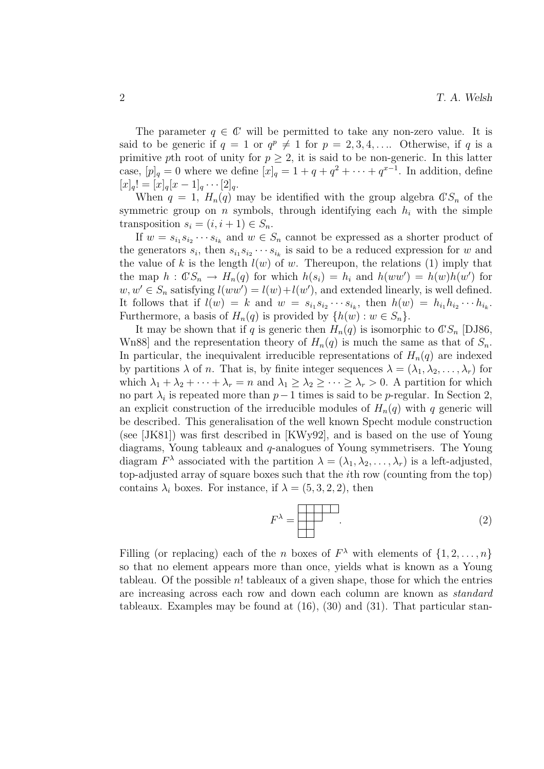The parameter $q \in \mathbb{C}$ will be permitted to take any non-zero value. It is said to be generic if $q = 1$ or $q^p \neq 1$ for $p = 2, 3, 4, \ldots$. Otherwise, if $q$ is a primitive $p$th root of unity for $p \geq 2$, it is said to be non-generic. In this latter case, $[p]_q = 0$ where we define $[x]_q = 1 + q + q^2 + \cdots + q^{x-1}$. In addition, define $[x]_q! = [x]_q[x-1]_q \cdots [2]_q$.

When $q = 1$, $H_n(q)$ may be identified with the group algebra $\mathbb{C}S_n$ of the symmetric group on $n$ symbols, through identifying each $h_i$ with the simple transposition $s_i = (i, i+1) \in S_n$.

If $w = s_{i_1}s_{i_2}\cdots s_{i_k}$ and $w \in S_n$ cannot be expressed as a shorter product of the generators $s_i$, then $s_{i_1}s_{i_2}\cdots s_{i_k}$ is said to be a reduced expression for $w$ and the value of $k$ is the length $l(w)$ of $w$. Thereupon, the relations (1) imply that the map $h : \mathbb{C}S_n \to H_n(q)$ for which $h(s_i) = h_i$ and $h(ww') = h(w)h(w')$ for $w, w' \in S_n$ satisfying $l(ww') = l(w) + l(w')$, and extended linearly, is well defined. It follows that if $l(w) = k$ and $w = s_{i_1}s_{i_2}\cdots s_{i_k}$, then $h(w) = h_{i_1}h_{i_2}\cdots h_{i_k}$. Furthermore, a basis of $H_n(q)$ is provided by $\{h(w) : w \in S_n\}$.

It may be shown that if $q$ is generic then $H_n(q)$ is isomorphic to $\mathbb{C}S_n$ [DJ86, Wn88] and the representation theory of $H_n(q)$ is much the same as that of $S_n$. In particular, the inequivalent irreducible representations of $H_n(q)$ are indexed by partitions $\lambda$ of $n$. That is, by finite integer sequences $\lambda = (\lambda_1, \lambda_2, \ldots, \lambda_r)$ for which $\lambda_1 + \lambda_2 + \cdots + \lambda_r = n$ and $\lambda_1 \geq \lambda_2 \geq \cdots \geq \lambda_r > 0$. A partition for which no part $\lambda_i$ is repeated more than $p-1$ times is said to be $p$-regular. In Section 2, an explicit construction of the irreducible modules of $H_n(q)$ with $q$ generic will be described. This generalisation of the well known Specht module construction (see [JK81]) was first described in [KWy92], and is based on the use of Young diagrams, Young tableaux and $q$-analogues of Young symmetrisers. The Young diagram $F^\lambda$ associated with the partition $\lambda = (\lambda_1, \lambda_2, \ldots, \lambda_r)$ is a left-adjusted, top-adjusted array of square boxes such that the $i$th row (counting from the top) contains $\lambda_i$ boxes. For instance, if $\lambda = (5, 3, 2, 2)$, then

$$F^\lambda = \begin{array}{|c|c|c|c|c|} \hline \phantom{0} & \phantom{0} & \phantom{0} & \phantom{0} & \phantom{0} \\ \hline \phantom{0} & \phantom{0} & \phantom{0} & \multicolumn{2}{c}{} \\ \cline{1-3} \phantom{0} & \phantom{0} & \multicolumn{3}{c}{} \\ \cline{1-2} \phantom{0} & \phantom{0} & \multicolumn{3}{c}{} \\ \cline{1-2} \end{array} . \tag{2}$$

Filling (or replacing) each of the $n$ boxes of $F^\lambda$ with elements of $\{1, 2, \ldots, n\}$ so that no element appears more than once, yields what is known as a Young tableau. Of the possible $n!$ tableaux of a given shape, those for which the entries are increasing across each row and down each column are known as *standard* tableaux. Examples may be found at (16), (30) and (31). That particular stan-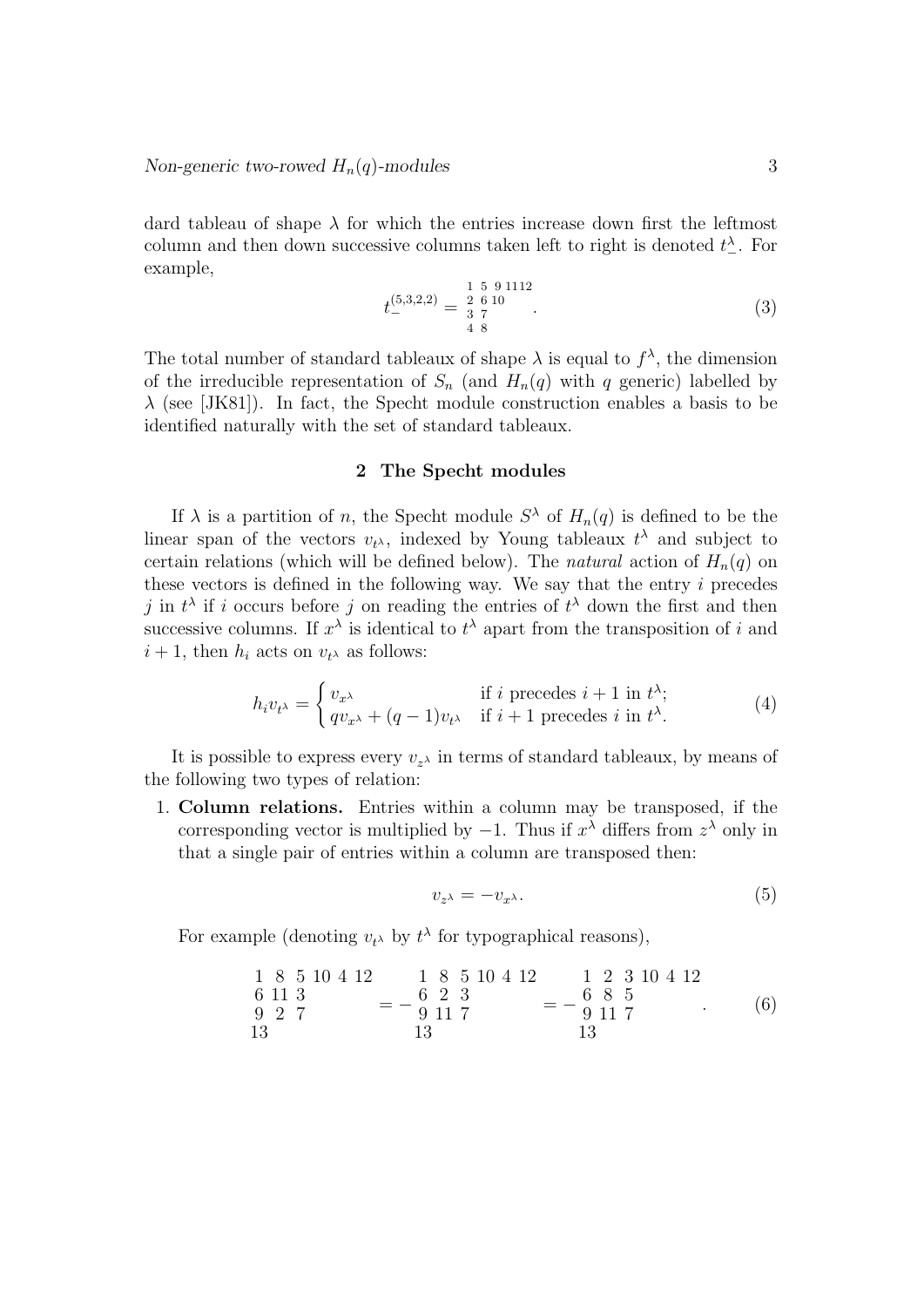dard tableau of shape $\lambda$ for which the entries increase down first the leftmost column and then down successive columns taken left to right is denoted $t^\lambda_-$. For example,

$$t_-^{(5,3,2,2)} = \begin{matrix} 1 & 5 & 9 & 11 & 12 \\ 2 & 6 & 10 & & \\ 3 & 7 & & & \\ 4 & 8 & & & \end{matrix} \quad . \tag{3}$$

The total number of standard tableaux of shape $\lambda$ is equal to $f^\lambda$, the dimension of the irreducible representation of $S_n$ (and $H_n(q)$ with $q$ generic) labelled by $\lambda$ (see [JK81]). In fact, the Specht module construction enables a basis to be identified naturally with the set of standard tableaux.

## 2 The Specht modules

If $\lambda$ is a partition of $n$, the Specht module $S^\lambda$ of $H_n(q)$ is defined to be the linear span of the vectors $v_{t^\lambda}$, indexed by Young tableaux $t^\lambda$ and subject to certain relations (which will be defined below). The *natural* action of $H_n(q)$ on these vectors is defined in the following way. We say that the entry $i$ precedes $j$ in $t^\lambda$ if $i$ occurs before $j$ on reading the entries of $t^\lambda$ down the first and then successive columns. If $x^\lambda$ is identical to $t^\lambda$ apart from the transposition of $i$ and $i+1$, then $h_i$ acts on $v_{t^\lambda}$ as follows:

$$h_i v_{t^\lambda} = \begin{cases} v_{x^\lambda} & \text{if } i \text{ precedes } i+1 \text{ in } t^\lambda; \\ q v_{x^\lambda} + (q-1) v_{t^\lambda} & \text{if } i+1 \text{ precedes } i \text{ in } t^\lambda. \end{cases} \tag{4}$$

It is possible to express every $v_{z^\lambda}$ in terms of standard tableaux, by means of the following two types of relation:

1. **Column relations.** Entries within a column may be transposed, if the corresponding vector is multiplied by $-1$. Thus if $x^\lambda$ differs from $z^\lambda$ only in that a single pair of entries within a column are transposed then:

$$v_{z^\lambda} = -v_{x^\lambda}. \tag{5}$$

For example (denoting $v_{t^\lambda}$ by $t^\lambda$ for typographical reasons),

$$\begin{matrix} 1 & 8 & 5 & 10 & 4 & 12 \\ 6 & 11 & 3 & & & \\ 9 & 2 & 7 & & & \\ 13 & & & & & \end{matrix} = - \begin{matrix} 1 & 8 & 5 & 10 & 4 & 12 \\ 6 & 2 & 3 & & & \\ 9 & 11 & 7 & & & \\ 13 & & & & & \end{matrix} = - \begin{matrix} 1 & 2 & 3 & 10 & 4 & 12 \\ 6 & 8 & 5 & & & \\ 9 & 11 & 7 & & & \\ 13 & & & & & \end{matrix} \quad . \tag{6}$$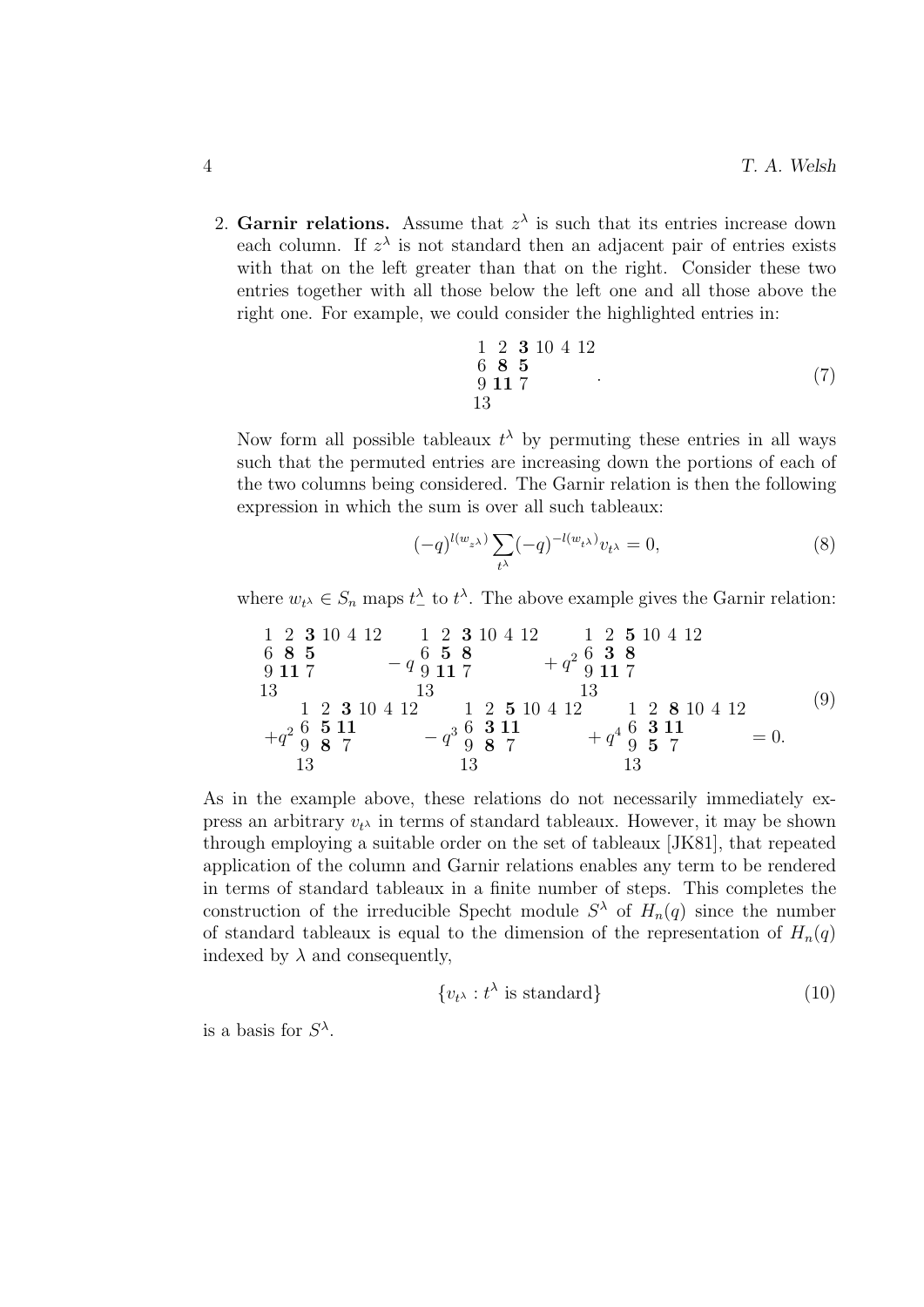2. **Garnir relations.** Assume that $z^\lambda$ is such that its entries increase down each column. If $z^\lambda$ is not standard then an adjacent pair of entries exists with that on the left greater than that on the right. Consider these two entries together with all those below the left one and all those above the right one. For example, we could consider the highlighted entries in:

$$\begin{array}{llllll} 1 & 2 & \mathbf{3} & 10 & 4 & 12 \\ 6 & \mathbf{8} & \mathbf{5} \\ 9 & \mathbf{11} & 7 \\ 13 \end{array} . \tag{7}$$

Now form all possible tableaux $t^\lambda$ by permuting these entries in all ways such that the permuted entries are increasing down the portions of each of the two columns being considered. The Garnir relation is then the following expression in which the sum is over all such tableaux:

$$(-q)^{l(w_{z^\lambda})} \sum_{t^\lambda} (-q)^{-l(w_{t^\lambda})} v_{t^\lambda} = 0, \tag{8}$$

where $w_{t^\lambda} \in S_n$ maps $t^\lambda_-$ to $t^\lambda$. The above example gives the Garnir relation:

$$\begin{array}{llllll} 1 & 2 & \mathbf{3} & 10 & 4 & 12 \\ 6 & \mathbf{8} & \mathbf{5} \\ 9 & \mathbf{11} & 7 \\ 13 \end{array} - q \begin{array}{llllll} 1 & 2 & \mathbf{3} & 10 & 4 & 12 \\ 6 & \mathbf{5} & \mathbf{8} \\ 9 & \mathbf{11} & 7 \\ 13 \end{array} + q^2 \begin{array}{llllll} 1 & 2 & \mathbf{5} & 10 & 4 & 12 \\ 6 & \mathbf{3} & \mathbf{8} \\ 9 & \mathbf{11} & 7 \\ 13 \end{array}$$
$$+ q^2 \begin{array}{llllll} 1 & 2 & \mathbf{3} & 10 & 4 & 12 \\ 6 & \mathbf{5} & \mathbf{11} \\ 9 & \mathbf{8} & 7 \\ 13 \end{array} - q^3 \begin{array}{llllll} 1 & 2 & \mathbf{5} & 10 & 4 & 12 \\ 6 & \mathbf{3} & \mathbf{11} \\ 9 & \mathbf{8} & 7 \\ 13 \end{array} + q^4 \begin{array}{llllll} 1 & 2 & \mathbf{8} & 10 & 4 & 12 \\ 6 & \mathbf{3} & \mathbf{11} \\ 9 & \mathbf{5} & 7 \\ 13 \end{array} = 0. \tag{9}$$

As in the example above, these relations do not necessarily immediately express an arbitrary $v_{t^\lambda}$ in terms of standard tableaux. However, it may be shown through employing a suitable order on the set of tableaux [JK81], that repeated application of the column and Garnir relations enables any term to be rendered in terms of standard tableaux in a finite number of steps. This completes the construction of the irreducible Specht module $S^\lambda$ of $H_n(q)$ since the number of standard tableaux is equal to the dimension of the representation of $H_n(q)$ indexed by $\lambda$ and consequently,

$$\{v_{t^\lambda} : t^\lambda \text{ is standard}\} \tag{10}$$

is a basis for $S^\lambda$.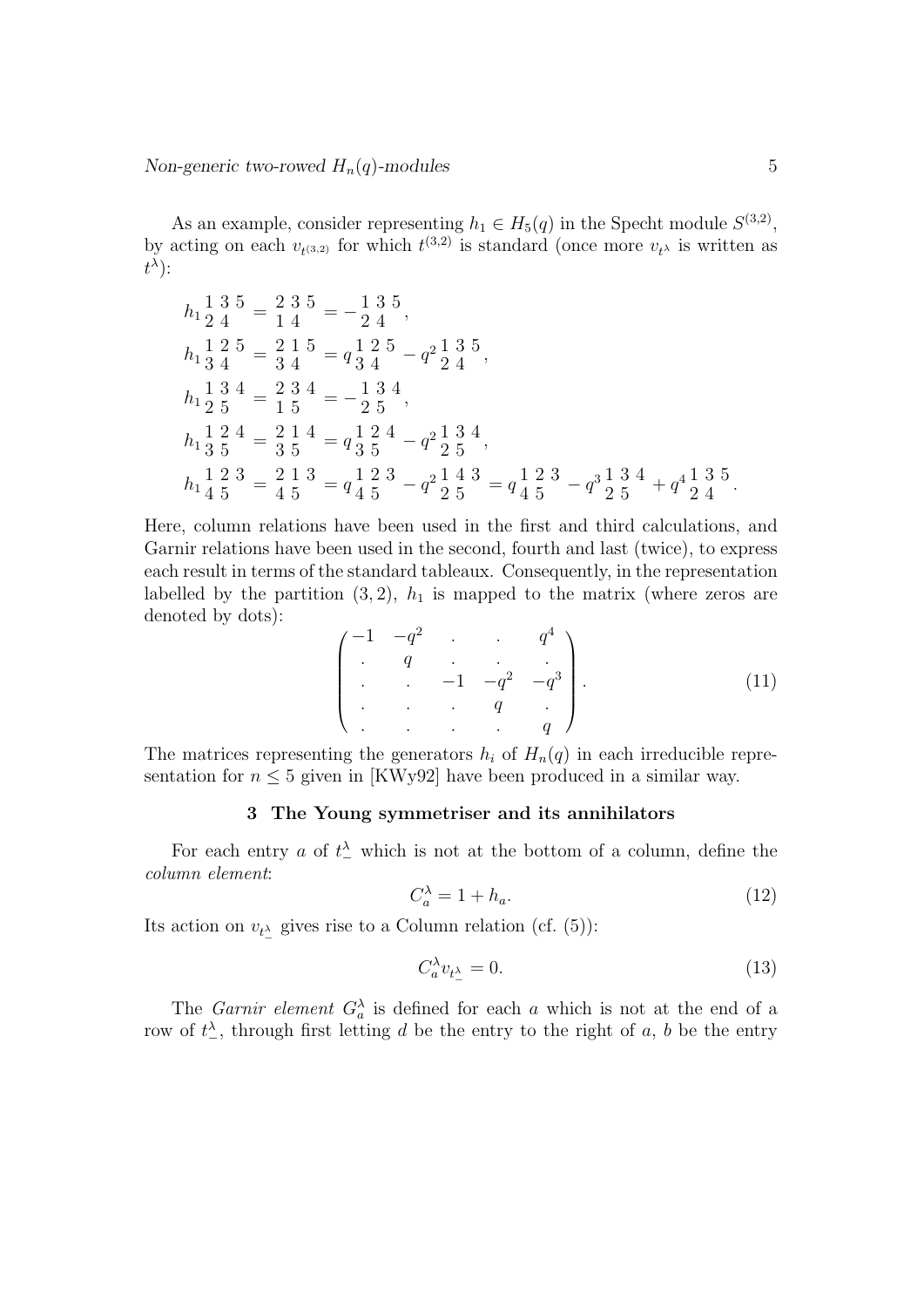As an example, consider representing $h_1 \in H_5(q)$ in the Specht module $S^{(3,2)}$, by acting on each $v_{t^{(3,2)}}$ for which $t^{(3,2)}$ is standard (once more $v_{t^\lambda}$ is written as $t^\lambda$):

$$
\begin{aligned}
h_1 \begin{smallmatrix} 1 & 3 & 5 \\ 2 & 4 \end{smallmatrix} &= \begin{smallmatrix} 2 & 3 & 5 \\ 1 & 4 \end{smallmatrix} = -\begin{smallmatrix} 1 & 3 & 5 \\ 2 & 4 \end{smallmatrix}, \\
h_1 \begin{smallmatrix} 1 & 2 & 5 \\ 3 & 4 \end{smallmatrix} &= \begin{smallmatrix} 2 & 1 & 5 \\ 3 & 4 \end{smallmatrix} = q \begin{smallmatrix} 1 & 2 & 5 \\ 3 & 4 \end{smallmatrix} - q^2 \begin{smallmatrix} 1 & 3 & 5 \\ 2 & 4 \end{smallmatrix}, \\
h_1 \begin{smallmatrix} 1 & 3 & 4 \\ 2 & 5 \end{smallmatrix} &= \begin{smallmatrix} 2 & 3 & 4 \\ 1 & 5 \end{smallmatrix} = -\begin{smallmatrix} 1 & 3 & 4 \\ 2 & 5 \end{smallmatrix}, \\
h_1 \begin{smallmatrix} 1 & 2 & 4 \\ 3 & 5 \end{smallmatrix} &= \begin{smallmatrix} 2 & 1 & 4 \\ 3 & 5 \end{smallmatrix} = q \begin{smallmatrix} 1 & 2 & 4 \\ 3 & 5 \end{smallmatrix} - q^2 \begin{smallmatrix} 1 & 3 & 4 \\ 2 & 5 \end{smallmatrix}, \\
h_1 \begin{smallmatrix} 1 & 2 & 3 \\ 4 & 5 \end{smallmatrix} &= \begin{smallmatrix} 2 & 1 & 3 \\ 4 & 5 \end{smallmatrix} = q \begin{smallmatrix} 1 & 2 & 3 \\ 4 & 5 \end{smallmatrix} - q^2 \begin{smallmatrix} 1 & 4 & 3 \\ 2 & 5 \end{smallmatrix} = q \begin{smallmatrix} 1 & 2 & 3 \\ 4 & 5 \end{smallmatrix} - q^3 \begin{smallmatrix} 1 & 3 & 4 \\ 2 & 5 \end{smallmatrix} + q^4 \begin{smallmatrix} 1 & 3 & 5 \\ 2 & 4 \end{smallmatrix}.
\end{aligned}
$$

Here, column relations have been used in the first and third calculations, and Garnir relations have been used in the second, fourth and last (twice), to express each result in terms of the standard tableaux. Consequently, in the representation labelled by the partition $(3, 2)$, $h_1$ is mapped to the matrix (where zeros are denoted by dots):

$$
\begin{pmatrix}
-1 & -q^2 & . & . & q^4 \\
. & q & . & . & . \\
. & . & -1 & -q^2 & -q^3 \\
. & . & . & q & . \\
. & . & . & . & q
\end{pmatrix}. \tag{11}
$$

The matrices representing the generators $h_i$ of $H_n(q)$ in each irreducible representation for $n \leq 5$ given in [KWy92] have been produced in a similar way.

## 3 The Young symmetriser and its annihilators

For each entry $a$ of $t_-^\lambda$ which is not at the bottom of a column, define the *column element*:

$$
C_a^\lambda = 1 + h_a. \tag{12}
$$

Its action on $v_{t_-^\lambda}$ gives rise to a Column relation (cf. (5)):

$$
C_a^\lambda v_{t_-^\lambda} = 0. \tag{13}
$$

The *Garnir element* $G_a^\lambda$ is defined for each $a$ which is not at the end of a row of $t_-^\lambda$, through first letting $d$ be the entry to the right of $a$, $b$ be the entry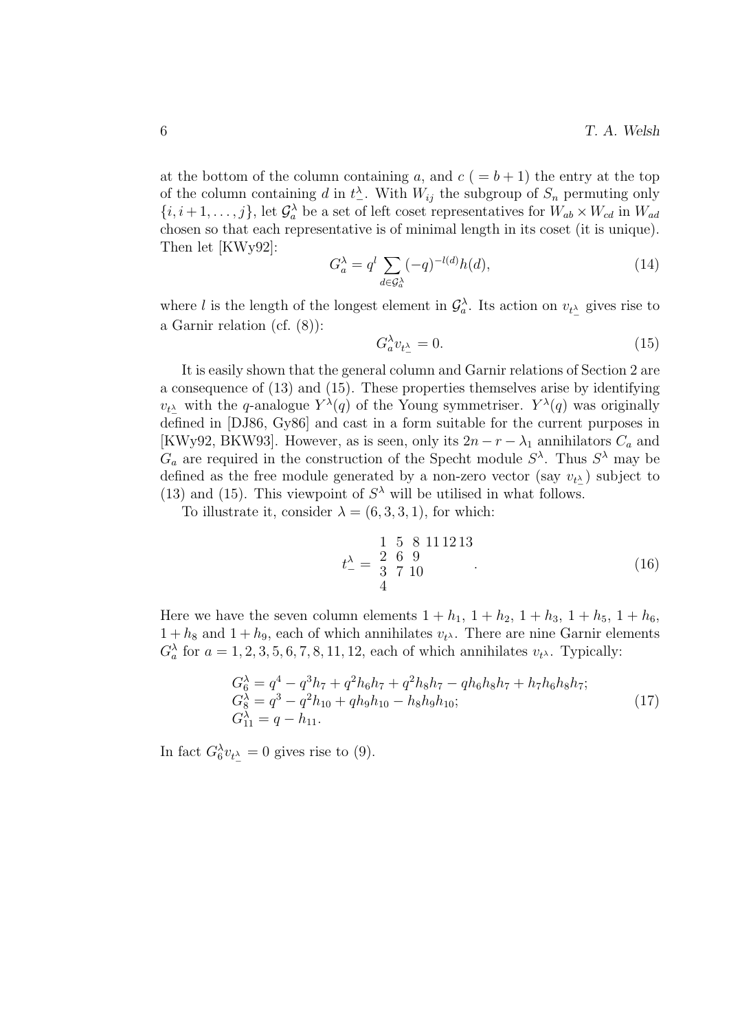at the bottom of the column containing $a$, and $c$ ( $= b+1$) the entry at the top of the column containing $d$ in $t_-^\lambda$. With $W_{ij}$ the subgroup of $S_n$ permuting only $\{i, i+1, \ldots, j\}$, let $\mathcal{G}_a^\lambda$ be a set of left coset representatives for $W_{ab} \times W_{cd}$ in $W_{ad}$ chosen so that each representative is of minimal length in its coset (it is unique). Then let [KWy92]:

$$G_a^\lambda = q^l \sum_{d \in \mathcal{G}_a^\lambda} (-q)^{-l(d)} h(d), \tag{14}$$

where $l$ is the length of the longest element in $\mathcal{G}_a^\lambda$. Its action on $v_{t_-^\lambda}$ gives rise to a Garnir relation (cf. (8)):

$$G_a^\lambda v_{t_-^\lambda} = 0. \tag{15}$$

It is easily shown that the general column and Garnir relations of Section 2 are a consequence of (13) and (15). These properties themselves arise by identifying $v_{t_-^\lambda}$ with the $q$-analogue $Y^\lambda(q)$ of the Young symmetriser. $Y^\lambda(q)$ was originally defined in [DJ86, Gy86] and cast in a form suitable for the current purposes in [KWy92, BKW93]. However, as is seen, only its $2n - r - \lambda_1$ annihilators $C_a$ and $G_a$ are required in the construction of the Specht module $S^\lambda$. Thus $S^\lambda$ may be defined as the free module generated by a non-zero vector (say $v_{t_-^\lambda}$) subject to (13) and (15). This viewpoint of $S^\lambda$ will be utilised in what follows.

To illustrate it, consider $\lambda = (6,3,3,1)$, for which:

$$t_-^\lambda = \begin{array}{llllll} 1 & 5 & 8 & 11 & 12 & 13 \\ 2 & 6 & 9 & & & \\ 3 & 7 & 10 & & & \\ 4 & & & & & \end{array} . \tag{16}$$

Here we have the seven column elements $1+h_1$, $1+h_2$, $1+h_3$, $1+h_5$, $1+h_6$, $1+h_8$ and $1+h_9$, each of which annihilates $v_{t^\lambda}$. There are nine Garnir elements $G_a^\lambda$ for $a = 1,2,3,5,6,7,8,11,12$, each of which annihilates $v_{t^\lambda}$. Typically:

$$\begin{aligned} G_6^\lambda &= q^4 - q^3 h_7 + q^2 h_6 h_7 + q^2 h_8 h_7 - q h_6 h_8 h_7 + h_7 h_6 h_8 h_7; \\ G_8^\lambda &= q^3 - q^2 h_{10} + q h_9 h_{10} - h_8 h_9 h_{10}; \\ G_{11}^\lambda &= q - h_{11}. \end{aligned} \tag{17}$$

In fact $G_6^\lambda v_{t_-^\lambda} = 0$ gives rise to (9).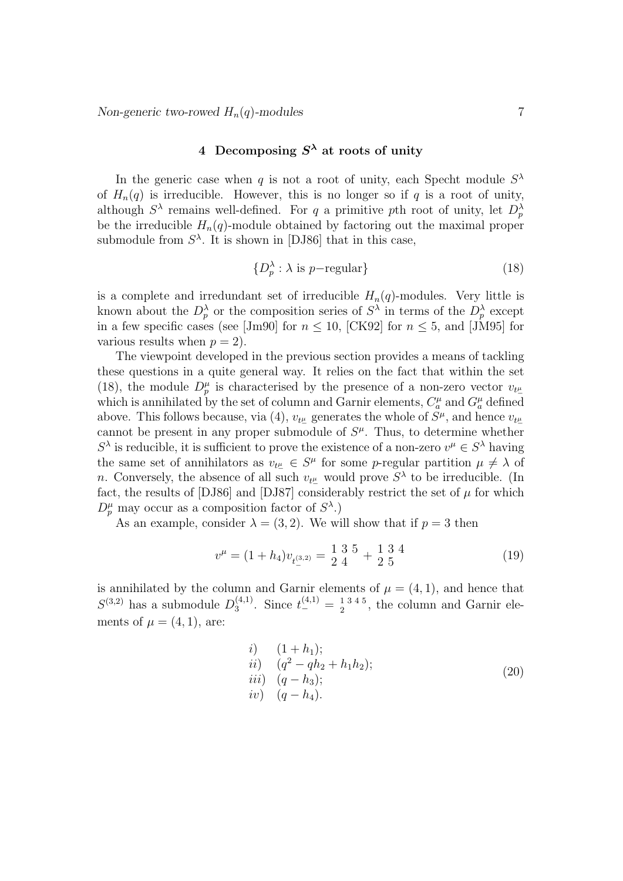## 4 Decomposing $S^\lambda$ at roots of unity

In the generic case when $q$ is not a root of unity, each Specht module $S^\lambda$ of $H_n(q)$ is irreducible. However, this is no longer so if $q$ is a root of unity, although $S^\lambda$ remains well-defined. For $q$ a primitive $p$th root of unity, let $D^\lambda_p$ be the irreducible $H_n(q)$-module obtained by factoring out the maximal proper submodule from $S^\lambda$. It is shown in [DJ86] that in this case,

$$\{D^\lambda_p : \lambda \text{ is } p\text{−regular}\} \tag{18}$$

is a complete and irredundant set of irreducible $H_n(q)$-modules. Very little is known about the $D^\lambda_p$ or the composition series of $S^\lambda$ in terms of the $D^\lambda_p$ except in a few specific cases (see [Jm90] for $n \leq 10$, [CK92] for $n \leq 5$, and [JM95] for various results when $p = 2$).

The viewpoint developed in the previous section provides a means of tackling these questions in a quite general way. It relies on the fact that within the set (18), the module $D^\mu_p$ is characterised by the presence of a non-zero vector $v_{t^\mu_-}$ which is annihilated by the set of column and Garnir elements, $C^\mu_a$ and $G^\mu_a$ defined above. This follows because, via (4), $v_{t^\mu_-}$ generates the whole of $S^\mu$, and hence $v_{t^\mu_-}$ cannot be present in any proper submodule of $S^\mu$. Thus, to determine whether $S^\lambda$ is reducible, it is sufficient to prove the existence of a non-zero $v^\mu \in S^\lambda$ having the same set of annihilators as $v_{t^\mu_-} \in S^\mu$ for some $p$-regular partition $\mu \neq \lambda$ of $n$. Conversely, the absence of all such $v_{t^\mu_-}$ would prove $S^\lambda$ to be irreducible. (In fact, the results of [DJ86] and [DJ87] considerably restrict the set of $\mu$ for which $D^\mu_p$ may occur as a composition factor of $S^\lambda$.)

As an example, consider $\lambda = (3, 2)$. We will show that if $p = 3$ then

$$v^\mu = (1 + h_4)v_{t^{(3,2)}_-} = \begin{smallmatrix} 1 & 3 & 5 \\ 2 & 4 & \end{smallmatrix} + \begin{smallmatrix} 1 & 3 & 4 \\ 2 & 5 & \end{smallmatrix} \tag{19}$$

is annihilated by the column and Garnir elements of $\mu = (4, 1)$, and hence that $S^{(3,2)}$ has a submodule $D^{(4,1)}_3$. Since $t^{(4,1)}_- = \begin{smallmatrix} 1 & 3 & 4 & 5 \\ 2 & & & \end{smallmatrix}$, the column and Garnir elements of $\mu = (4, 1)$, are:

$$\begin{array}{ll} i) & (1 + h_1); \\ ii) & (q^2 - qh_2 + h_1h_2); \\ iii) & (q - h_3); \\ iv) & (q - h_4). \end{array} \tag{20}$$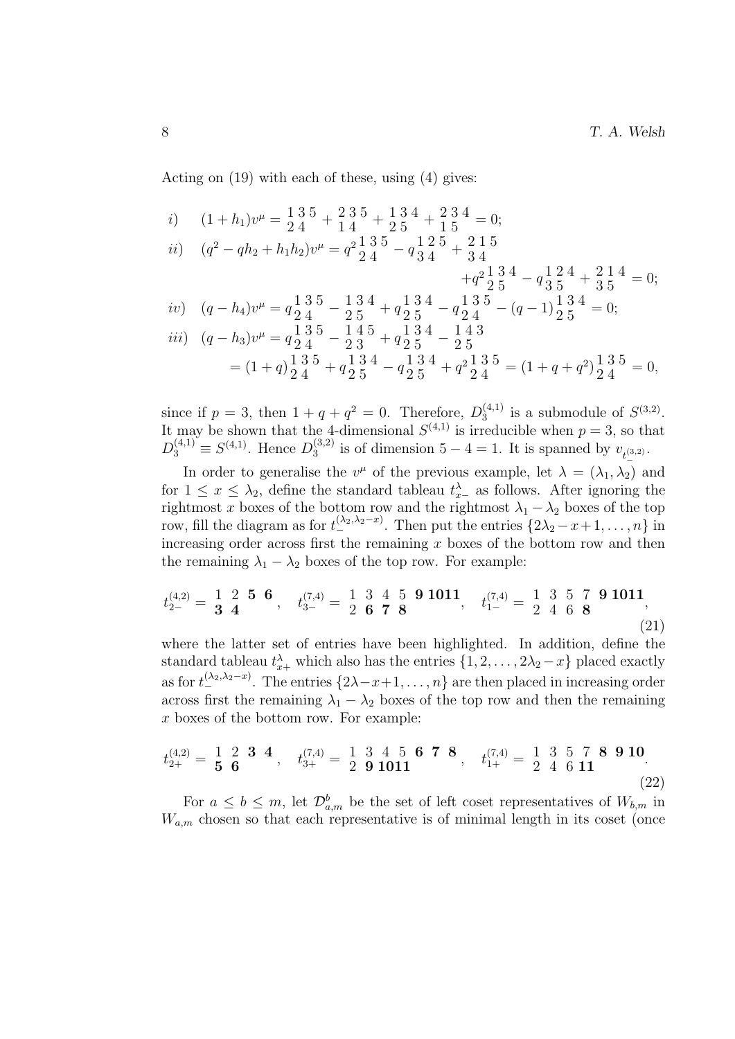Acting on (19) with each of these, using (4) gives:

$$
\begin{aligned}
i) \quad & (1+h_1)v^\mu = \begin{smallmatrix}1&3&5\\2&4\end{smallmatrix} + \begin{smallmatrix}2&3&5\\1&4\end{smallmatrix} + \begin{smallmatrix}1&3&4\\2&5\end{smallmatrix} + \begin{smallmatrix}2&3&4\\1&5\end{smallmatrix} = 0;\\
ii) \quad & (q^2 - qh_2 + h_1h_2)v^\mu = q^2\begin{smallmatrix}1&3&5\\2&4\end{smallmatrix} - q\begin{smallmatrix}1&2&5\\3&4\end{smallmatrix} + \begin{smallmatrix}2&1&5\\3&4\end{smallmatrix}\\
& \qquad\qquad + q^2\begin{smallmatrix}1&3&4\\2&5\end{smallmatrix} - q\begin{smallmatrix}1&2&4\\3&5\end{smallmatrix} + \begin{smallmatrix}2&1&4\\3&5\end{smallmatrix} = 0;\\
iv) \quad & (q - h_4)v^\mu = q\begin{smallmatrix}1&3&5\\2&4\end{smallmatrix} - \begin{smallmatrix}1&3&4\\2&5\end{smallmatrix} + q\begin{smallmatrix}1&3&4\\2&5\end{smallmatrix} - q\begin{smallmatrix}1&3&5\\2&4\end{smallmatrix} - (q-1)\begin{smallmatrix}1&3&4\\2&5\end{smallmatrix} = 0;\\
iii) \quad & (q - h_3)v^\mu = q\begin{smallmatrix}1&3&5\\2&4\end{smallmatrix} - \begin{smallmatrix}1&4&5\\2&3\end{smallmatrix} + q\begin{smallmatrix}1&3&4\\2&5\end{smallmatrix} - \begin{smallmatrix}1&4&3\\2&5\end{smallmatrix}\\
& \qquad = (1+q)\begin{smallmatrix}1&3&5\\2&4\end{smallmatrix} + q\begin{smallmatrix}1&3&4\\2&5\end{smallmatrix} - q\begin{smallmatrix}1&3&4\\2&5\end{smallmatrix} + q^2\begin{smallmatrix}1&3&5\\2&4\end{smallmatrix} = (1+q+q^2)\begin{smallmatrix}1&3&5\\2&4\end{smallmatrix} = 0,
\end{aligned}
$$

since if $p=3$, then $1+q+q^2=0$. Therefore, $D_3^{(4,1)}$ is a submodule of $S^{(3,2)}$. It may be shown that the 4-dimensional $S^{(4,1)}$ is irreducible when $p=3$, so that $D_3^{(4,1)} \equiv S^{(4,1)}$. Hence $D_3^{(3,2)}$ is of dimension $5-4=1$. It is spanned by $v_{t_-^{(3,2)}}$.

In order to generalise the $v^\mu$ of the previous example, let $\lambda = (\lambda_1, \lambda_2)$ and for $1 \le x \le \lambda_2$, define the standard tableau $t_{x-}^\lambda$ as follows. After ignoring the rightmost $x$ boxes of the bottom row and the rightmost $\lambda_1 - \lambda_2$ boxes of the top row, fill the diagram as for $t_-^{(\lambda_2,\lambda_2-x)}$. Then put the entries $\{2\lambda_2 - x + 1, \ldots, n\}$ in increasing order across first the remaining $x$ boxes of the bottom row and then the remaining $\lambda_1 - \lambda_2$ boxes of the top row. For example:

$$
t_{2-}^{(4,2)} = \begin{smallmatrix}1&2&\mathbf{5}&\mathbf{6}\\\mathbf{3}&\mathbf{4}\end{smallmatrix}, \quad t_{3-}^{(7,4)} = \begin{smallmatrix}1&3&4&5&\mathbf{9}&\mathbf{10}&\mathbf{11}\\2&\mathbf{6}&\mathbf{7}&\mathbf{8}\end{smallmatrix}, \quad t_{1-}^{(7,4)} = \begin{smallmatrix}1&3&5&7&\mathbf{9}&\mathbf{10}&\mathbf{11}\\2&4&6&\mathbf{8}\end{smallmatrix}, \tag{21}
$$

where the latter set of entries have been highlighted. In addition, define the standard tableau $t_{x+}^\lambda$ which also has the entries $\{1, 2, \ldots, 2\lambda_2 - x\}$ placed exactly as for $t_-^{(\lambda_2,\lambda_2-x)}$. The entries $\{2\lambda - x + 1, \ldots, n\}$ are then placed in increasing order across first the remaining $\lambda_1 - \lambda_2$ boxes of the top row and then the remaining $x$ boxes of the bottom row. For example:

$$
t_{2+}^{(4,2)} = \begin{smallmatrix}1&2&\mathbf{3}&\mathbf{4}\\\mathbf{5}&\mathbf{6}\end{smallmatrix}, \quad t_{3+}^{(7,4)} = \begin{smallmatrix}1&3&4&5&\mathbf{6}&\mathbf{7}&\mathbf{8}\\2&\mathbf{9}&\mathbf{10}&\mathbf{11}\end{smallmatrix}, \quad t_{1+}^{(7,4)} = \begin{smallmatrix}1&3&5&7&\mathbf{8}&\mathbf{9}&\mathbf{10}\\2&4&6&\mathbf{11}\end{smallmatrix}. \tag{22}
$$

For $a \le b \le m$, let $\mathcal{D}_{a,m}^b$ be the set of left coset representatives of $W_{b,m}$ in $W_{a,m}$ chosen so that each representative is of minimal length in its coset (once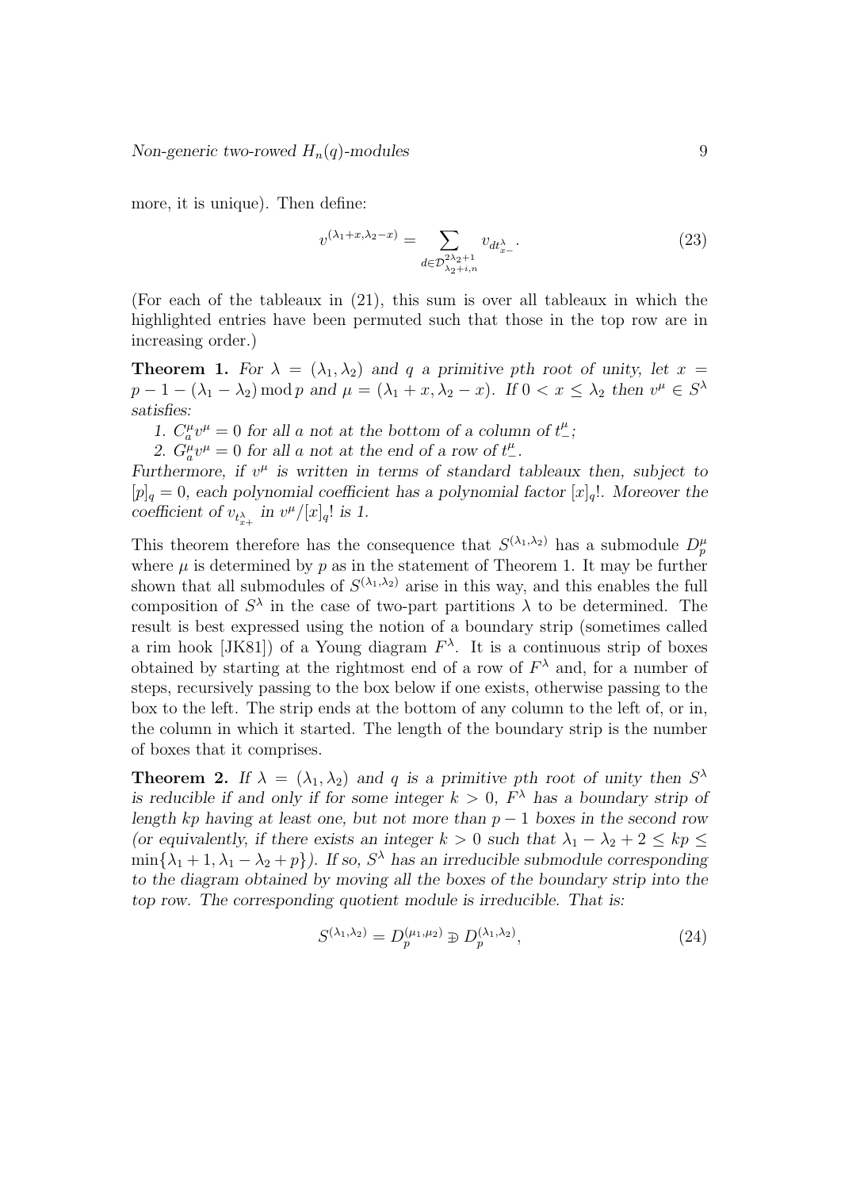more, it is unique). Then define:

$$v^{(\lambda_1+x,\lambda_2-x)} = \sum_{d\in\mathcal{D}^{2\lambda_2+1}_{\lambda_2+i,n}} v_{dt^{\lambda}_{x-}}. \tag{23}$$

(For each of the tableaux in (21), this sum is over all tableaux in which the highlighted entries have been permuted such that those in the top row are in increasing order.)

**Theorem 1.** *For $\lambda = (\lambda_1, \lambda_2)$ and $q$ a primitive $p$th root of unity, let $x = p - 1 - (\lambda_1 - \lambda_2) \bmod p$ and $\mu = (\lambda_1 + x, \lambda_2 - x)$. If $0 < x \leq \lambda_2$ then $v^\mu \in S^\lambda$ satisfies:*

1. *$C^\mu_a v^\mu = 0$ for all $a$ not at the bottom of a column of $t^\mu_-$;*
2. *$G^\mu_a v^\mu = 0$ for all $a$ not at the end of a row of $t^\mu_-$.*

*Furthermore, if $v^\mu$ is written in terms of standard tableaux then, subject to $[p]_q = 0$, each polynomial coefficient has a polynomial factor $[x]_q!$. Moreover the coefficient of $v_{t^{\lambda}_{x+}}$ in $v^\mu/[x]_q!$ is 1.*

This theorem therefore has the consequence that $S^{(\lambda_1,\lambda_2)}$ has a submodule $D^\mu_p$ where $\mu$ is determined by $p$ as in the statement of Theorem 1. It may be further shown that all submodules of $S^{(\lambda_1,\lambda_2)}$ arise in this way, and this enables the full composition of $S^\lambda$ in the case of two-part partitions $\lambda$ to be determined. The result is best expressed using the notion of a boundary strip (sometimes called a rim hook [JK81]) of a Young diagram $F^\lambda$. It is a continuous strip of boxes obtained by starting at the rightmost end of a row of $F^\lambda$ and, for a number of steps, recursively passing to the box below if one exists, otherwise passing to the box to the left. The strip ends at the bottom of any column to the left of, or in, the column in which it started. The length of the boundary strip is the number of boxes that it comprises.

**Theorem 2.** *If $\lambda = (\lambda_1, \lambda_2)$ and $q$ is a primitive $p$th root of unity then $S^\lambda$ is reducible if and only if for some integer $k > 0$, $F^\lambda$ has a boundary strip of length $kp$ having at least one, but not more than $p - 1$ boxes in the second row (or equivalently, if there exists an integer $k > 0$ such that $\lambda_1 - \lambda_2 + 2 \leq kp \leq \min\{\lambda_1 + 1, \lambda_1 - \lambda_2 + p\}$). If so, $S^\lambda$ has an irreducible submodule corresponding to the diagram obtained by moving all the boxes of the boundary strip into the top row. The corresponding quotient module is irreducible. That is:*

$$S^{(\lambda_1,\lambda_2)} = D^{(\mu_1,\mu_2)}_p \mathbin{\bar{\oplus}} D^{(\lambda_1,\lambda_2)}_p, \tag{24}$$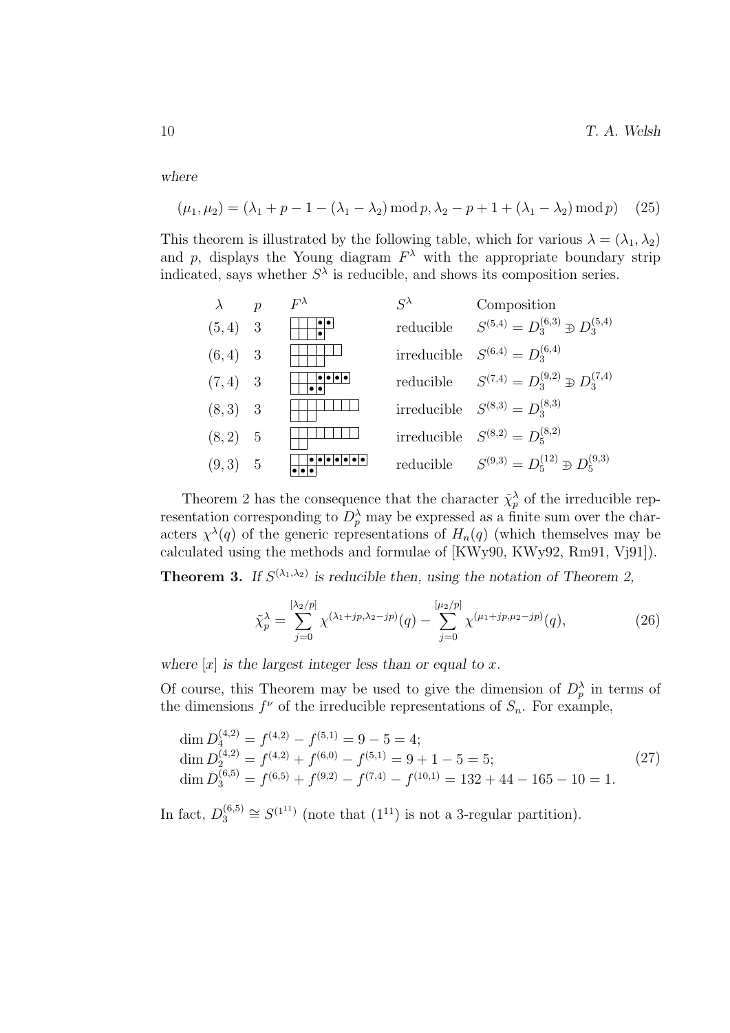*where*

$$(\mu_1, \mu_2) = (\lambda_1 + p - 1 - (\lambda_1 - \lambda_2) \bmod p, \lambda_2 - p + 1 + (\lambda_1 - \lambda_2) \bmod p) \quad (25)$$

This theorem is illustrated by the following table, which for various $\lambda = (\lambda_1, \lambda_2)$ and $p$, displays the Young diagram $F^\lambda$ with the appropriate boundary strip indicated, says whether $S^\lambda$ is reducible, and shows its composition series.

| $\lambda$ | $p$ | $F^\lambda$ | $S^\lambda$ | Composition |
|---|---|---|---|---|
| $(5,4)$ | 3 | | reducible | $S^{(5,4)} = D_3^{(6,3)} \Supset D_3^{(5,4)}$ |
| $(6,4)$ | 3 | | irreducible | $S^{(6,4)} = D_3^{(6,4)}$ |
| $(7,4)$ | 3 | | reducible | $S^{(7,4)} = D_3^{(9,2)} \Supset D_3^{(7,4)}$ |
| $(8,3)$ | 3 | | irreducible | $S^{(8,3)} = D_3^{(8,3)}$ |
| $(8,2)$ | 5 | | irreducible | $S^{(8,2)} = D_5^{(8,2)}$ |
| $(9,3)$ | 5 | | reducible | $S^{(9,3)} = D_5^{(12)} \Supset D_5^{(9,3)}$ |

Theorem 2 has the consequence that the character $\tilde{\chi}_p^\lambda$ of the irreducible representation corresponding to $D_p^\lambda$ may be expressed as a finite sum over the characters $\chi^\lambda(q)$ of the generic representations of $H_n(q)$ (which themselves may be calculated using the methods and formulae of [KWy90, KWy92, Rm91, Vj91]).

**Theorem 3.** *If $S^{(\lambda_1,\lambda_2)}$ is reducible then, using the notation of Theorem 2,*

$$\tilde{\chi}_p^\lambda = \sum_{j=0}^{[\lambda_2/p]} \chi^{(\lambda_1+jp,\lambda_2-jp)}(q) - \sum_{j=0}^{[\mu_2/p]} \chi^{(\mu_1+jp,\mu_2-jp)}(q), \quad (26)$$

*where $[x]$ is the largest integer less than or equal to $x$.*

Of course, this Theorem may be used to give the dimension of $D_p^\lambda$ in terms of the dimensions $f^\nu$ of the irreducible representations of $S_n$. For example,

$$\begin{aligned}
&\dim D_4^{(4,2)} = f^{(4,2)} - f^{(5,1)} = 9 - 5 = 4; \\
&\dim D_2^{(4,2)} = f^{(4,2)} + f^{(6,0)} - f^{(5,1)} = 9 + 1 - 5 = 5; \\
&\dim D_3^{(6,5)} = f^{(6,5)} + f^{(9,2)} - f^{(7,4)} - f^{(10,1)} = 132 + 44 - 165 - 10 = 1.
\end{aligned} \quad (27)$$

In fact, $D_3^{(6,5)} \cong S^{(1^{11})}$ (note that $(1^{11})$ is not a 3-regular partition).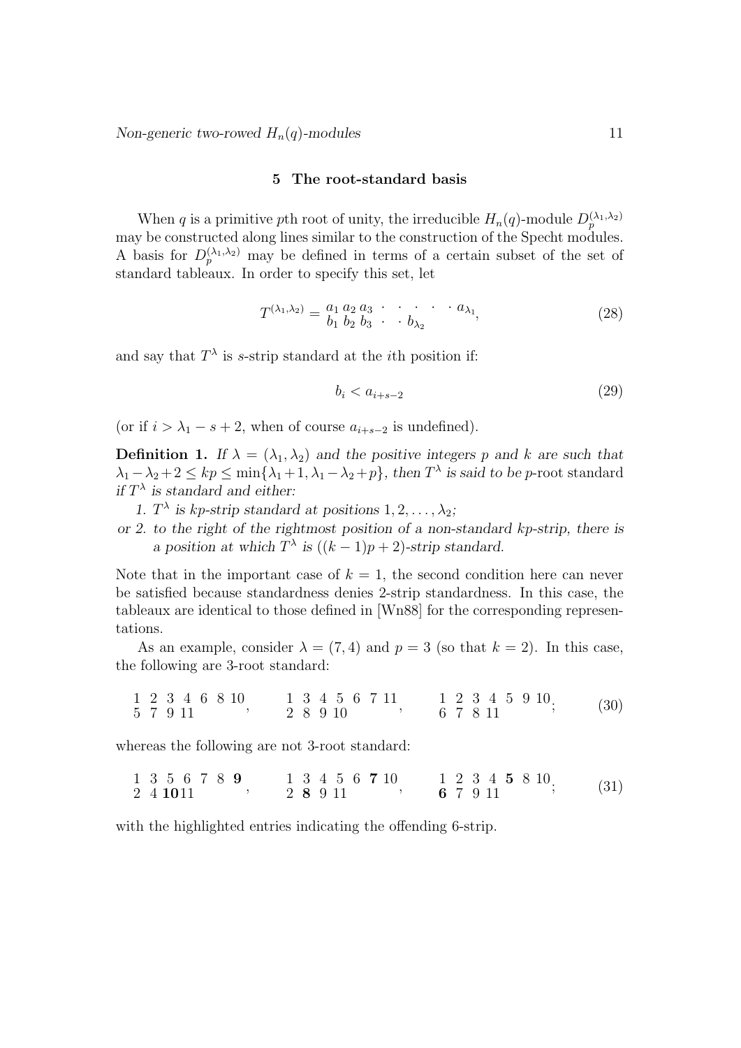## 5 The root-standard basis

When $q$ is a primitive $p$th root of unity, the irreducible $H_n(q)$-module $D_p^{(\lambda_1,\lambda_2)}$ may be constructed along lines similar to the construction of the Specht modules. A basis for $D_p^{(\lambda_1,\lambda_2)}$ may be defined in terms of a certain subset of the set of standard tableaux. In order to specify this set, let

$$T^{(\lambda_1,\lambda_2)} = \begin{matrix} a_1\, a_2\, a_3 \; \cdot \; \cdot \; \cdot \; \cdot \; \cdot \; a_{\lambda_1} \\ b_1\, b_2\, b_3 \; \cdot \; \cdot \; b_{\lambda_2} \end{matrix}, \tag{28}$$

and say that $T^\lambda$ is $s$-strip standard at the $i$th position if:

$$b_i < a_{i+s-2} \tag{29}$$

(or if $i > \lambda_1 - s + 2$, when of course $a_{i+s-2}$ is undefined).

**Definition 1.** *If $\lambda = (\lambda_1, \lambda_2)$ and the positive integers $p$ and $k$ are such that $\lambda_1 - \lambda_2 + 2 \leq kp \leq \min\{\lambda_1 + 1, \lambda_1 - \lambda_2 + p\}$, then $T^\lambda$ is said to be* $p$-root standard *if $T^\lambda$ is standard and either:*

*1. $T^\lambda$ is $kp$-strip standard at positions $1, 2, \ldots, \lambda_2$;*

*or 2. to the right of the rightmost position of a non-standard $kp$-strip, there is a position at which $T^\lambda$ is $((k-1)p+2)$-strip standard.*

Note that in the important case of $k = 1$, the second condition here can never be satisfied because standardness denies 2-strip standardness. In this case, the tableaux are identical to those defined in [Wn88] for the corresponding representations.

As an example, consider $\lambda = (7, 4)$ and $p = 3$ (so that $k = 2$). In this case, the following are 3-root standard:

$$\begin{matrix} 1 & 2 & 3 & 4 & 6 & 8 & 10 \\ 5 & 7 & 9 & 11 & & & \end{matrix}, \qquad \begin{matrix} 1 & 3 & 4 & 5 & 6 & 7 & 11 \\ 2 & 8 & 9 & 10 & & & \end{matrix}, \qquad \begin{matrix} 1 & 2 & 3 & 4 & 5 & 9 & 10 \\ 6 & 7 & 8 & 11 & & & \end{matrix}; \tag{30}$$

whereas the following are not 3-root standard:

$$\begin{matrix} 1 & 3 & 5 & 6 & 7 & 8 & \mathbf{9} \\ 2 & 4 & \mathbf{10} & 11 & & & \end{matrix}, \qquad \begin{matrix} 1 & 3 & 4 & 5 & 6 & \mathbf{7} & 10 \\ 2 & \mathbf{8} & 9 & 11 & & & \end{matrix}, \qquad \begin{matrix} 1 & 2 & 3 & 4 & \mathbf{5} & 8 & 10 \\ \mathbf{6} & 7 & 9 & 11 & & & \end{matrix}; \tag{31}$$

with the highlighted entries indicating the offending 6-strip.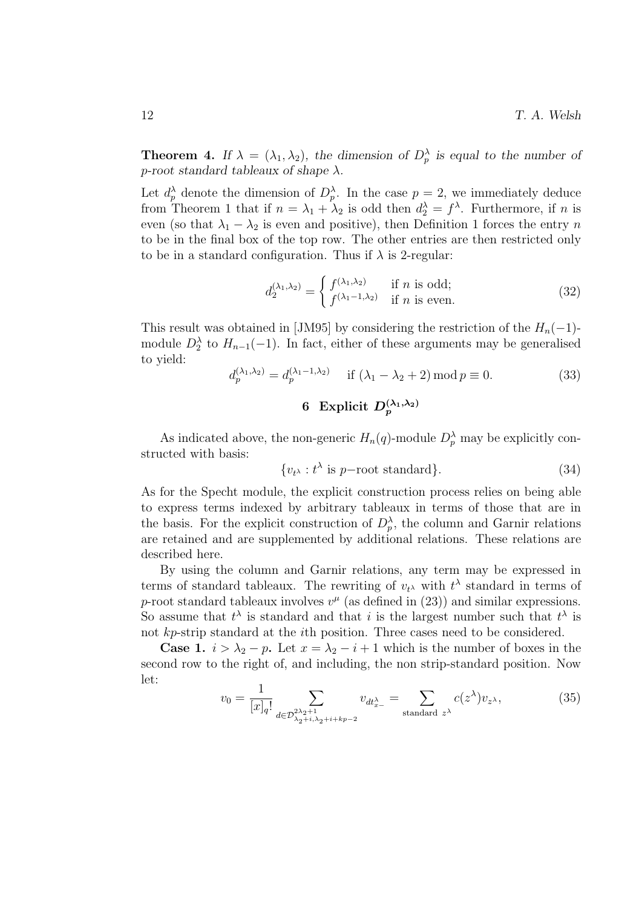**Theorem 4.** *If $\lambda = (\lambda_1, \lambda_2)$, the dimension of $D_p^\lambda$ is equal to the number of $p$-root standard tableaux of shape $\lambda$.*

Let $d_p^\lambda$ denote the dimension of $D_p^\lambda$. In the case $p = 2$, we immediately deduce from Theorem 1 that if $n = \lambda_1 + \lambda_2$ is odd then $d_2^\lambda = f^\lambda$. Furthermore, if $n$ is even (so that $\lambda_1 - \lambda_2$ is even and positive), then Definition 1 forces the entry $n$ to be in the final box of the top row. The other entries are then restricted only to be in a standard configuration. Thus if $\lambda$ is 2-regular:

$$d_2^{(\lambda_1,\lambda_2)} = \begin{cases} f^{(\lambda_1,\lambda_2)} & \text{if } n \text{ is odd;} \\ f^{(\lambda_1-1,\lambda_2)} & \text{if } n \text{ is even.} \end{cases} \tag{32}$$

This result was obtained in [JM95] by considering the restriction of the $H_n(-1)$-module $D_2^\lambda$ to $H_{n-1}(-1)$. In fact, either of these arguments may be generalised to yield:

$$d_p^{(\lambda_1,\lambda_2)} = d_p^{(\lambda_1-1,\lambda_2)} \quad \text{if } (\lambda_1 - \lambda_2 + 2) \bmod p \equiv 0. \tag{33}$$

## 6 Explicit $D_p^{(\lambda_1,\lambda_2)}$

As indicated above, the non-generic $H_n(q)$-module $D_p^\lambda$ may be explicitly constructed with basis:

$$\{v_{t^\lambda} : t^\lambda \text{ is } p\text{-root standard}\}. \tag{34}$$

As for the Specht module, the explicit construction process relies on being able to express terms indexed by arbitrary tableaux in terms of those that are in the basis. For the explicit construction of $D_p^\lambda$, the column and Garnir relations are retained and are supplemented by additional relations. These relations are described here.

By using the column and Garnir relations, any term may be expressed in terms of standard tableaux. The rewriting of $v_{t^\lambda}$ with $t^\lambda$ standard in terms of $p$-root standard tableaux involves $v^\mu$ (as defined in (23)) and similar expressions. So assume that $t^\lambda$ is standard and that $i$ is the largest number such that $t^\lambda$ is not $kp$-strip standard at the $i$th position. Three cases need to be considered.

**Case 1.** $i > \lambda_2 - p$**.** Let $x = \lambda_2 - i + 1$ which is the number of boxes in the second row to the right of, and including, the non strip-standard position. Now let:

$$v_0 = \frac{1}{[x]_q!} \sum_{d \in \mathcal{D}^{2\lambda_2+1}_{\lambda_2+i,\lambda_2+i+kp-2}} v_{dt^\lambda_{x-}} = \sum_{\text{standard } z^\lambda} c(z^\lambda) v_{z^\lambda}, \tag{35}$$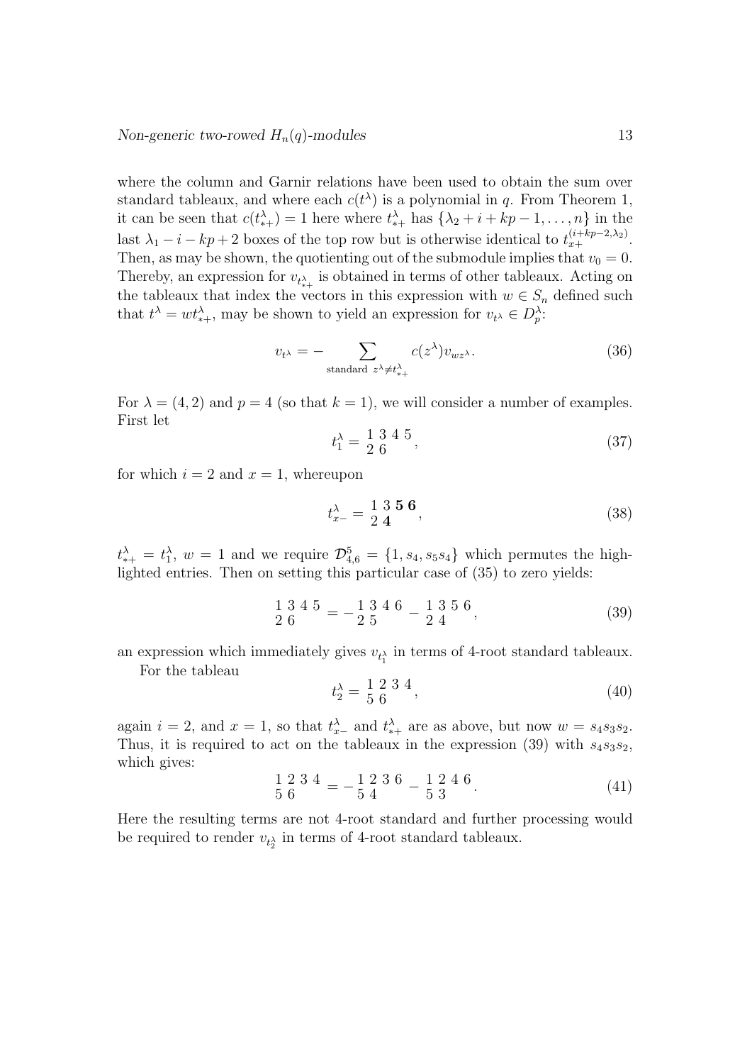where the column and Garnir relations have been used to obtain the sum over standard tableaux, and where each $c(t^\lambda)$ is a polynomial in $q$. From Theorem 1, it can be seen that $c(t^\lambda_{*+}) = 1$ here where $t^\lambda_{*+}$ has $\{\lambda_2 + i + kp - 1, \ldots, n\}$ in the last $\lambda_1 - i - kp + 2$ boxes of the top row but is otherwise identical to $t^{(i+kp-2,\lambda_2)}_{x+}$. Then, as may be shown, the quotienting out of the submodule implies that $v_0 = 0$. Thereby, an expression for $v_{t^\lambda_{*+}}$ is obtained in terms of other tableaux. Acting on the tableaux that index the vectors in this expression with $w \in S_n$ defined such that $t^\lambda = wt^\lambda_{*+}$, may be shown to yield an expression for $v_{t^\lambda} \in D^\lambda_p$:

$$v_{t^\lambda} = - \sum_{\text{standard } z^\lambda \neq t^\lambda_{*+}} c(z^\lambda) v_{wz^\lambda}. \tag{36}$$

For $\lambda = (4, 2)$ and $p = 4$ (so that $k = 1$), we will consider a number of examples. First let

$$t^\lambda_1 = \begin{smallmatrix} 1 & 3 & 4 & 5 \\ 2 & 6 & & \end{smallmatrix}, \tag{37}$$

for which $i = 2$ and $x = 1$, whereupon

$$t^\lambda_{x-} = \begin{smallmatrix} 1 & 3 & \mathbf{5} & \mathbf{6} \\ 2 & \mathbf{4} & & \end{smallmatrix}, \tag{38}$$

$t^\lambda_{*+} = t^\lambda_1$, $w = 1$ and we require $\mathcal{D}^5_{4,6} = \{1, s_4, s_5 s_4\}$ which permutes the highlighted entries. Then on setting this particular case of (35) to zero yields:

$$\begin{smallmatrix} 1 & 3 & 4 & 5 \\ 2 & 6 & & \end{smallmatrix} = - \begin{smallmatrix} 1 & 3 & 4 & 6 \\ 2 & 5 & & \end{smallmatrix} - \begin{smallmatrix} 1 & 3 & 5 & 6 \\ 2 & 4 & & \end{smallmatrix}, \tag{39}$$

an expression which immediately gives $v_{t^\lambda_1}$ in terms of 4-root standard tableaux.

For the tableau

$$t^\lambda_2 = \begin{smallmatrix} 1 & 2 & 3 & 4 \\ 5 & 6 & & \end{smallmatrix}, \tag{40}$$

again $i = 2$, and $x = 1$, so that $t^\lambda_{x-}$ and $t^\lambda_{*+}$ are as above, but now $w = s_4 s_3 s_2$. Thus, it is required to act on the tableaux in the expression (39) with $s_4 s_3 s_2$, which gives:

$$\begin{smallmatrix} 1 & 2 & 3 & 4 \\ 5 & 6 & & \end{smallmatrix} = - \begin{smallmatrix} 1 & 2 & 3 & 6 \\ 5 & 4 & & \end{smallmatrix} - \begin{smallmatrix} 1 & 2 & 4 & 6 \\ 5 & 3 & & \end{smallmatrix}. \tag{41}$$

Here the resulting terms are not 4-root standard and further processing would be required to render $v_{t^\lambda_2}$ in terms of 4-root standard tableaux.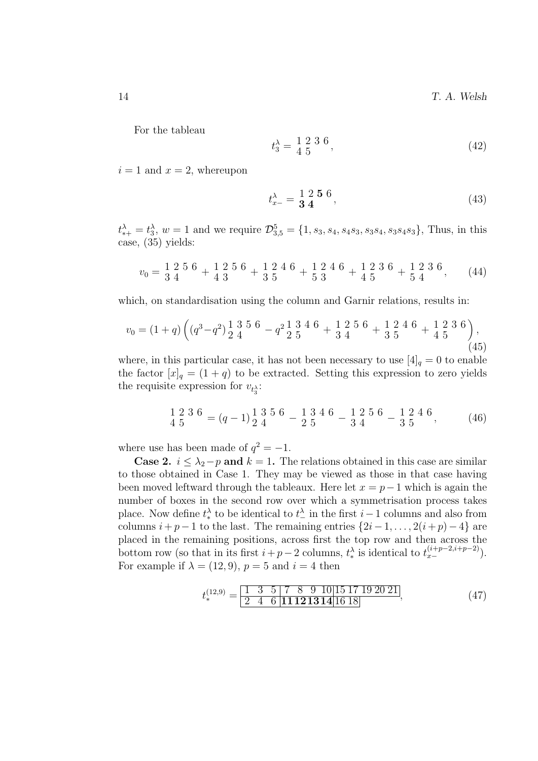For the tableau

$$t_3^\lambda = \begin{smallmatrix} 1 & 2 & 3 & 6 \\ 4 & 5 & & \end{smallmatrix}, \tag{42}$$

$i = 1$ and $x = 2$, whereupon

$$t_{x-}^\lambda = \begin{smallmatrix} 1 & 2 & \mathbf{5} & 6 \\ \mathbf{3} & \mathbf{4} & & \end{smallmatrix}, \tag{43}$$

$t_{*+}^\lambda = t_3^\lambda$, $w = 1$ and we require $\mathcal{D}_{3,5}^5 = \{1, s_3, s_4, s_4 s_3, s_3 s_4, s_3 s_4 s_3\}$, Thus, in this case, (35) yields:

$$v_0 = \begin{smallmatrix} 1 & 2 & 5 & 6 \\ 3 & 4 & & \end{smallmatrix} + \begin{smallmatrix} 1 & 2 & 5 & 6 \\ 4 & 3 & & \end{smallmatrix} + \begin{smallmatrix} 1 & 2 & 4 & 6 \\ 3 & 5 & & \end{smallmatrix} + \begin{smallmatrix} 1 & 2 & 4 & 6 \\ 5 & 3 & & \end{smallmatrix} + \begin{smallmatrix} 1 & 2 & 3 & 6 \\ 4 & 5 & & \end{smallmatrix} + \begin{smallmatrix} 1 & 2 & 3 & 6 \\ 5 & 4 & & \end{smallmatrix}, \tag{44}$$

which, on standardisation using the column and Garnir relations, results in:

$$v_0 = (1+q)\left( (q^3 - q^2) \begin{smallmatrix} 1 & 3 & 5 & 6 \\ 2 & 4 & & \end{smallmatrix} - q^2 \begin{smallmatrix} 1 & 3 & 4 & 6 \\ 2 & 5 & & \end{smallmatrix} + \begin{smallmatrix} 1 & 2 & 5 & 6 \\ 3 & 4 & & \end{smallmatrix} + \begin{smallmatrix} 1 & 2 & 4 & 6 \\ 3 & 5 & & \end{smallmatrix} + \begin{smallmatrix} 1 & 2 & 3 & 6 \\ 4 & 5 & & \end{smallmatrix} \right), \tag{45}$$

where, in this particular case, it has not been necessary to use $[4]_q = 0$ to enable the factor $[x]_q = (1+q)$ to be extracted. Setting this expression to zero yields the requisite expression for $v_{t_3^\lambda}$:

$$\begin{smallmatrix} 1 & 2 & 3 & 6 \\ 4 & 5 & & \end{smallmatrix} = (q-1) \begin{smallmatrix} 1 & 3 & 5 & 6 \\ 2 & 4 & & \end{smallmatrix} - \begin{smallmatrix} 1 & 3 & 4 & 6 \\ 2 & 5 & & \end{smallmatrix} - \begin{smallmatrix} 1 & 2 & 5 & 6 \\ 3 & 4 & & \end{smallmatrix} - \begin{smallmatrix} 1 & 2 & 4 & 6 \\ 3 & 5 & & \end{smallmatrix}, \tag{46}$$

where use has been made of $q^2 = -1$.

**Case 2.** $i \le \lambda_2 - p$ **and** $k = 1$**.** The relations obtained in this case are similar to those obtained in Case 1. They may be viewed as those in that case having been moved leftward through the tableaux. Here let $x = p - 1$ which is again the number of boxes in the second row over which a symmetrisation process takes place. Now define $t_*^\lambda$ to be identical to $t_-^\lambda$ in the first $i-1$ columns and also from columns $i+p-1$ to the last. The remaining entries $\{2i-1, \ldots, 2(i+p)-4\}$ are placed in the remaining positions, across first the top row and then across the bottom row (so that in its first $i+p-2$ columns, $t_*^\lambda$ is identical to $t_{x-}^{(i+p-2,i+p-2)}$). For example if $\lambda = (12, 9)$, $p = 5$ and $i = 4$ then

$$t_*^{(12,9)} = \begin{array}{|ccc|cccc|ccccc|} \hline 1 & 3 & 5 & 7 & 8 & 9 & 10 & 15 & 17 & 19 & 20 & 21 \\ \hline 2 & 4 & 6 & \mathbf{11} & \mathbf{12} & \mathbf{13} & \mathbf{14} & 16 & 18 & & & \\ \hline \end{array}, \tag{47}$$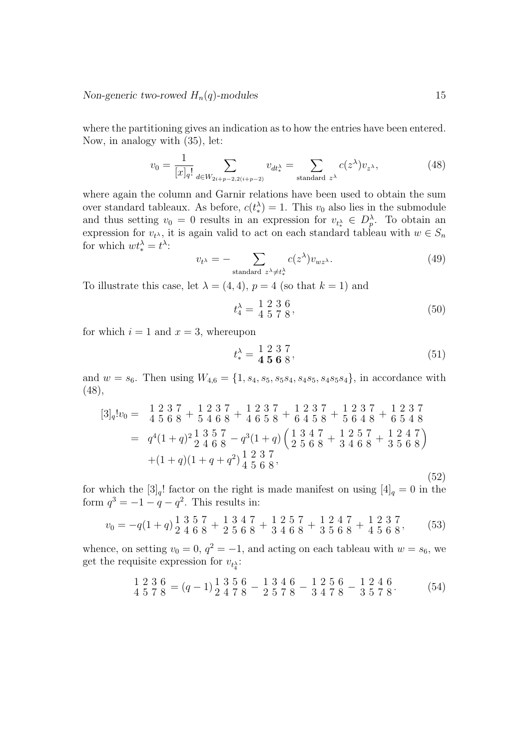where the partitioning gives an indication as to how the entries have been entered. Now, in analogy with (35), let:

$$v_0 = \frac{1}{[x]_q!} \sum_{d \in W_{2i+p-2,2(i+p-2)}} v_{dt_*^\lambda} = \sum_{\text{standard } z^\lambda} c(z^\lambda) v_{z^\lambda}, \tag{48}$$

where again the column and Garnir relations have been used to obtain the sum over standard tableaux. As before, $c(t_*^\lambda) = 1$. This $v_0$ also lies in the submodule and thus setting $v_0 = 0$ results in an expression for $v_{t_*^\lambda} \in D_p^\lambda$. To obtain an expression for $v_{t^\lambda}$, it is again valid to act on each standard tableau with $w \in S_n$ for which $wt_*^\lambda = t^\lambda$:

$$v_{t^\lambda} = - \sum_{\text{standard } z^\lambda \neq t_*^\lambda} c(z^\lambda) v_{wz^\lambda}. \tag{49}$$

To illustrate this case, let $\lambda = (4,4)$, $p = 4$ (so that $k = 1$) and

$$t_4^\lambda = \begin{smallmatrix} 1 & 2 & 3 & 6 \\ 4 & 5 & 7 & 8 \end{smallmatrix}, \tag{50}$$

for which $i = 1$ and $x = 3$, whereupon

$$t_*^\lambda = \begin{smallmatrix} 1 & 2 & 3 & 7 \\ \mathbf{4} & \mathbf{5} & \mathbf{6} & 8 \end{smallmatrix}, \tag{51}$$

and $w = s_6$. Then using $W_{4,6} = \{1, s_4, s_5, s_5 s_4, s_4 s_5, s_4 s_5 s_4\}$, in accordance with (48),

$$\begin{aligned} [3]_q! v_0 &= \begin{smallmatrix} 1 & 2 & 3 & 7 \\ 4 & 5 & 6 & 8 \end{smallmatrix} + \begin{smallmatrix} 1 & 2 & 3 & 7 \\ 5 & 4 & 6 & 8 \end{smallmatrix} + \begin{smallmatrix} 1 & 2 & 3 & 7 \\ 4 & 6 & 5 & 8 \end{smallmatrix} + \begin{smallmatrix} 1 & 2 & 3 & 7 \\ 6 & 4 & 5 & 8 \end{smallmatrix} + \begin{smallmatrix} 1 & 2 & 3 & 7 \\ 5 & 6 & 4 & 8 \end{smallmatrix} + \begin{smallmatrix} 1 & 2 & 3 & 7 \\ 6 & 5 & 4 & 8 \end{smallmatrix} \\ &= q^4(1+q)^2 \begin{smallmatrix} 1 & 3 & 5 & 7 \\ 2 & 4 & 6 & 8 \end{smallmatrix} - q^3(1+q) \left( \begin{smallmatrix} 1 & 3 & 4 & 7 \\ 2 & 5 & 6 & 8 \end{smallmatrix} + \begin{smallmatrix} 1 & 2 & 5 & 7 \\ 3 & 4 & 6 & 8 \end{smallmatrix} + \begin{smallmatrix} 1 & 2 & 4 & 7 \\ 3 & 5 & 6 & 8 \end{smallmatrix} \right) \\ &\quad + (1+q)(1+q+q^2) \begin{smallmatrix} 1 & 2 & 3 & 7 \\ 4 & 5 & 6 & 8 \end{smallmatrix}, \end{aligned} \tag{52}$$

for which the $[3]_q!$ factor on the right is made manifest on using $[4]_q = 0$ in the form $q^3 = -1 - q - q^2$. This results in:

$$v_0 = -q(1+q) \begin{smallmatrix} 1 & 3 & 5 & 7 \\ 2 & 4 & 6 & 8 \end{smallmatrix} + \begin{smallmatrix} 1 & 3 & 4 & 7 \\ 2 & 5 & 6 & 8 \end{smallmatrix} + \begin{smallmatrix} 1 & 2 & 5 & 7 \\ 3 & 4 & 6 & 8 \end{smallmatrix} + \begin{smallmatrix} 1 & 2 & 4 & 7 \\ 3 & 5 & 6 & 8 \end{smallmatrix} + \begin{smallmatrix} 1 & 2 & 3 & 7 \\ 4 & 5 & 6 & 8 \end{smallmatrix}, \tag{53}$$

whence, on setting $v_0 = 0$, $q^2 = -1$, and acting on each tableau with $w = s_6$, we get the requisite expression for $v_{t_4^\lambda}$:

$$\begin{smallmatrix} 1 & 2 & 3 & 6 \\ 4 & 5 & 7 & 8 \end{smallmatrix} = (q-1) \begin{smallmatrix} 1 & 3 & 5 & 6 \\ 2 & 4 & 7 & 8 \end{smallmatrix} - \begin{smallmatrix} 1 & 3 & 4 & 6 \\ 2 & 5 & 7 & 8 \end{smallmatrix} - \begin{smallmatrix} 1 & 2 & 5 & 6 \\ 3 & 4 & 7 & 8 \end{smallmatrix} - \begin{smallmatrix} 1 & 2 & 4 & 6 \\ 3 & 5 & 7 & 8 \end{smallmatrix}. \tag{54}$$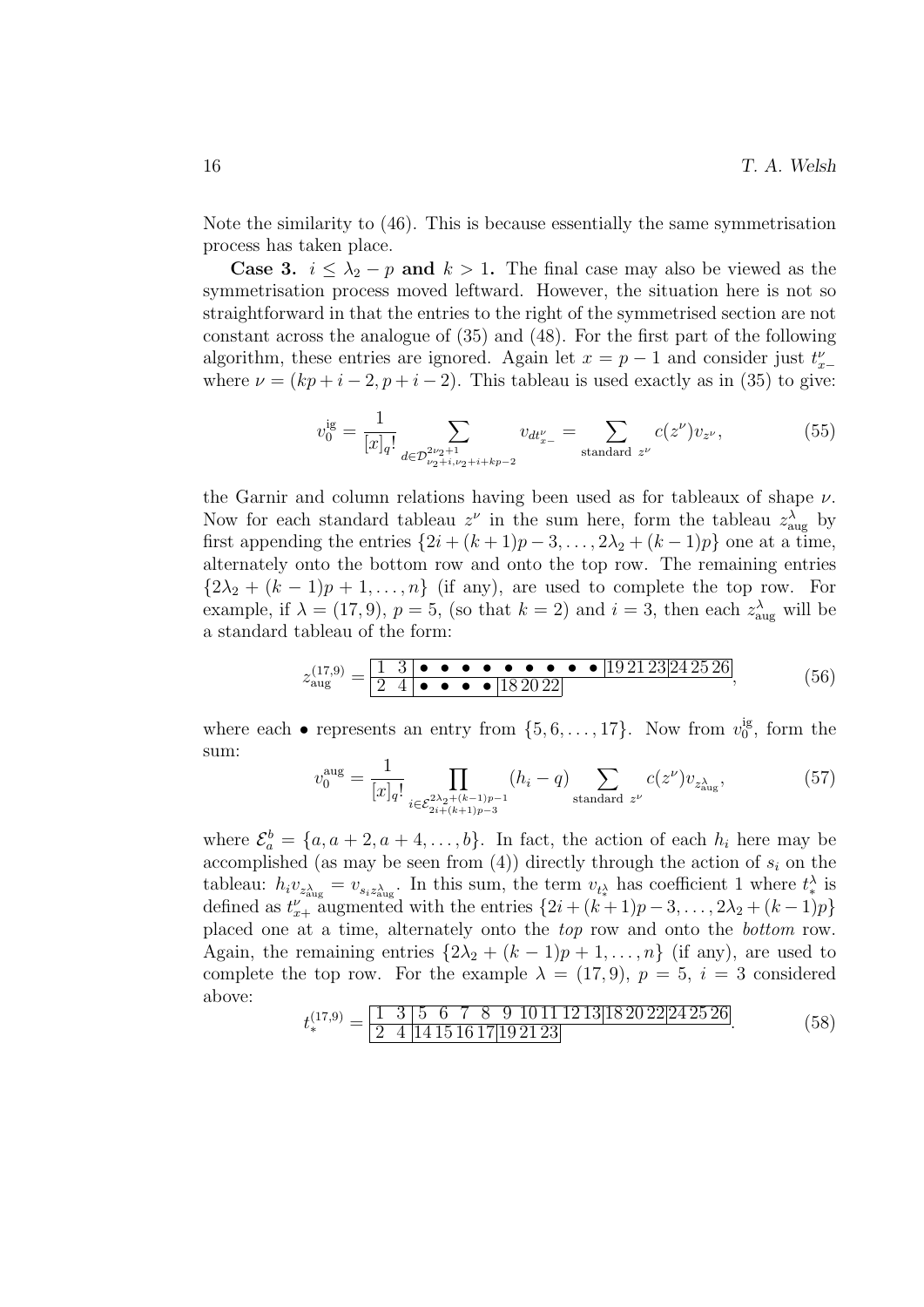Note the similarity to (46). This is because essentially the same symmetrisation process has taken place.

**Case 3. $i \le \lambda_2 - p$ and $k > 1$.** The final case may also be viewed as the symmetrisation process moved leftward. However, the situation here is not so straightforward in that the entries to the right of the symmetrised section are not constant across the analogue of (35) and (48). For the first part of the following algorithm, these entries are ignored. Again let $x = p - 1$ and consider just $t^{\nu}_{x-}$ where $\nu = (kp + i - 2, p + i - 2)$. This tableau is used exactly as in (35) to give:

$$v_0^{\mathrm{ig}} = \frac{1}{[x]_q!} \sum_{d \in \mathcal{D}^{2\nu_2+1}_{\nu_2+i, \nu_2+i+kp-2}} v_{dt^{\nu}_{x-}} = \sum_{\text{standard } z^{\nu}} c(z^{\nu}) v_{z^{\nu}}, \tag{55}$$

the Garnir and column relations having been used as for tableaux of shape $\nu$. Now for each standard tableau $z^{\nu}$ in the sum here, form the tableau $z^{\lambda}_{\mathrm{aug}}$ by first appending the entries $\{2i + (k+1)p - 3, \dots, 2\lambda_2 + (k-1)p\}$ one at a time, alternately onto the bottom row and onto the top row. The remaining entries $\{2\lambda_2 + (k-1)p + 1, \dots, n\}$ (if any), are used to complete the top row. For example, if $\lambda = (17, 9)$, $p = 5$, (so that $k = 2$) and $i = 3$, then each $z^{\lambda}_{\mathrm{aug}}$ will be a standard tableau of the form:

$$z^{(17,9)}_{\mathrm{aug}} = \begin{array}{|cc|cccccccccc|ccc|ccc|}\hline 1 & 3 & \bullet & \bullet & \bullet & \bullet & \bullet & \bullet & \bullet & \bullet & \bullet & \bullet & 19 & 21 & 23 & 24 & 25 & 26 \\ \hline 2 & 4 & \bullet & \bullet & \bullet & \bullet & 18 & 20 & 22 & \multicolumn{9}{|l}{} \\ \cline{1-9} \end{array}, \tag{56}$$

where each $\bullet$ represents an entry from $\{5, 6, \dots, 17\}$. Now from $v_0^{\mathrm{ig}}$, form the sum:

$$v_0^{\mathrm{aug}} = \frac{1}{[x]_q!} \prod_{i \in \mathcal{E}^{2\lambda_2+(k-1)p-1}_{2i+(k+1)p-3}} (h_i - q) \sum_{\text{standard } z^{\nu}} c(z^{\nu}) v_{z^{\lambda}_{\mathrm{aug}}}, \tag{57}$$

where $\mathcal{E}^b_a = \{a, a+2, a+4, \dots, b\}$. In fact, the action of each $h_i$ here may be accomplished (as may be seen from (4)) directly through the action of $s_i$ on the tableau: $h_i v_{z^{\lambda}_{\mathrm{aug}}} = v_{s_i z^{\lambda}_{\mathrm{aug}}}$. In this sum, the term $v_{t^{\lambda}_*}$ has coefficient 1 where $t^{\lambda}_*$ is defined as $t^{\nu}_{x+}$ augmented with the entries $\{2i + (k+1)p - 3, \dots, 2\lambda_2 + (k-1)p\}$ placed one at a time, alternately onto the *top* row and onto the *bottom* row. Again, the remaining entries $\{2\lambda_2 + (k-1)p + 1, \dots, n\}$ (if any), are used to complete the top row. For the example $\lambda = (17, 9)$, $p = 5$, $i = 3$ considered above:

$$t^{(17,9)}_* = \begin{array}{|cc|ccccccccc|ccc|ccc|}\hline 1 & 3 & 5 & 6 & 7 & 8 & 9 & 10 & 11 & 12 & 13 & 18 & 20 & 22 & 24 & 25 & 26 \\ \hline 2 & 4 & 14 & 15 & 16 & 17 & 19 & 21 & 23 & \multicolumn{8}{|l}{} \\ \cline{1-9} \end{array}. \tag{58}$$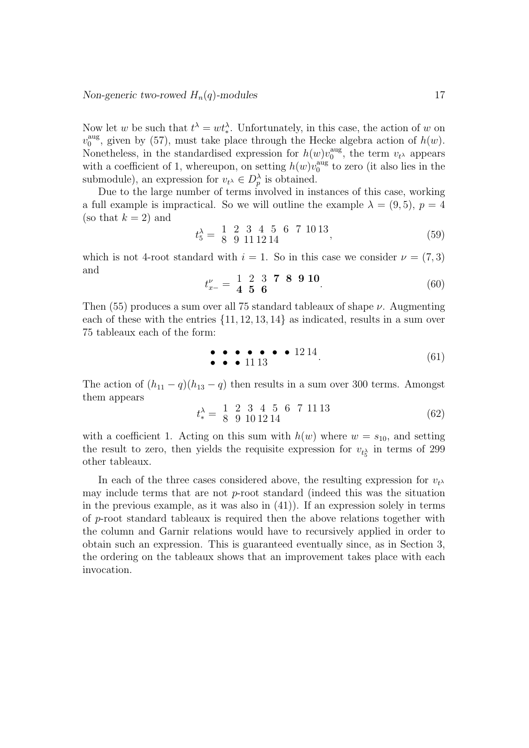Now let $w$ be such that $t^\lambda = w t^\lambda_*$. Unfortunately, in this case, the action of $w$ on $v_0^{\text{aug}}$, given by (57), must take place through the Hecke algebra action of $h(w)$. Nonetheless, in the standardised expression for $h(w)v_0^{\text{aug}}$, the term $v_{t^\lambda}$ appears with a coefficient of 1, whereupon, on setting $h(w)v_0^{\text{aug}}$ to zero (it also lies in the submodule), an expression for $v_{t^\lambda} \in D_p^\lambda$ is obtained.

Due to the large number of terms involved in instances of this case, working a full example is impractical. So we will outline the example $\lambda = (9, 5)$, $p = 4$ (so that $k = 2$) and

$$t_5^\lambda = \begin{matrix} 1 & 2 & 3 & 4 & 5 & 6 & 7 & 10 & 13 \\ 8 & 9 & 11 & 12 & 14 & & & & \end{matrix}, \tag{59}$$

which is not 4-root standard with $i = 1$. So in this case we consider $\nu = (7, 3)$ and

$$t_{x-}^\nu = \begin{matrix} 1 & 2 & 3 & \mathbf{7} & \mathbf{8} & \mathbf{9} & \mathbf{10} \\ \mathbf{4} & \mathbf{5} & \mathbf{6} & & & & \end{matrix}. \tag{60}$$

Then (55) produces a sum over all 75 standard tableaux of shape $\nu$. Augmenting each of these with the entries $\{11, 12, 13, 14\}$ as indicated, results in a sum over 75 tableaux each of the form:

$$\begin{matrix} \bullet & \bullet & \bullet & \bullet & \bullet & \bullet & \bullet & 12 & 14 \\ \bullet & \bullet & \bullet & 11 & 13 & & & & \end{matrix}. \tag{61}$$

The action of $(h_{11} - q)(h_{13} - q)$ then results in a sum over 300 terms. Amongst them appears

$$t_*^\lambda = \begin{matrix} 1 & 2 & 3 & 4 & 5 & 6 & 7 & 11 & 13 \\ 8 & 9 & 10 & 12 & 14 & & & & \end{matrix} \tag{62}$$

with a coefficient 1. Acting on this sum with $h(w)$ where $w = s_{10}$, and setting the result to zero, then yields the requisite expression for $v_{t_5^\lambda}$ in terms of 299 other tableaux.

In each of the three cases considered above, the resulting expression for $v_{t^\lambda}$ may include terms that are not $p$-root standard (indeed this was the situation in the previous example, as it was also in (41)). If an expression solely in terms of $p$-root standard tableaux is required then the above relations together with the column and Garnir relations would have to recursively applied in order to obtain such an expression. This is guaranteed eventually since, as in Section 3, the ordering on the tableaux shows that an improvement takes place with each invocation.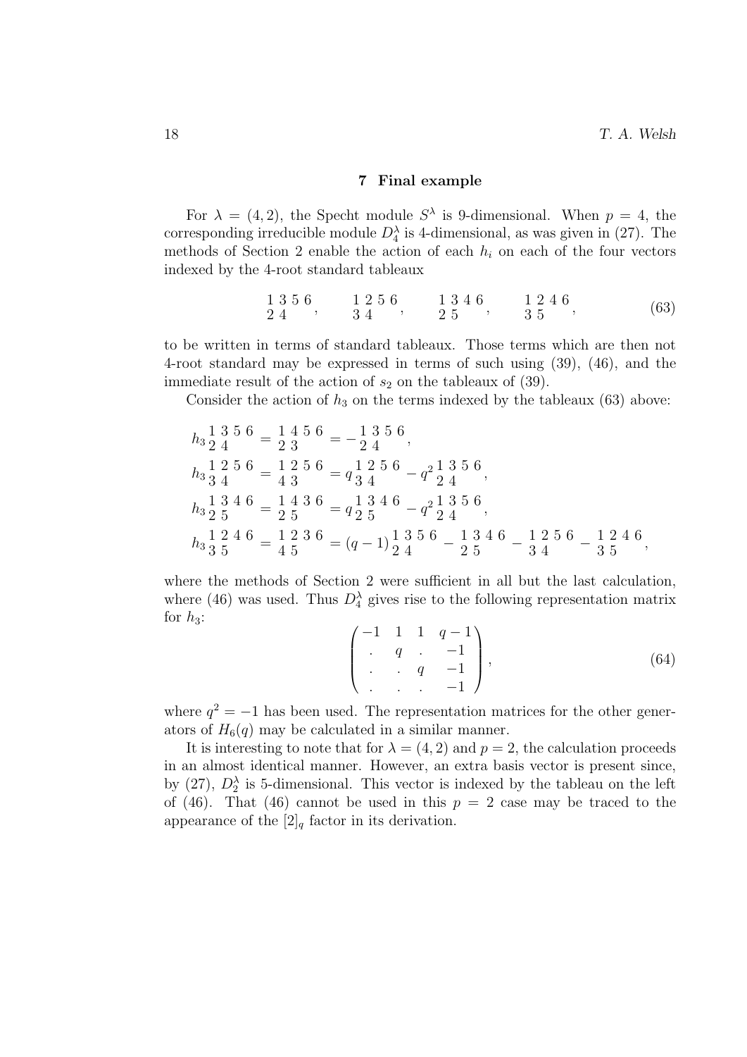## 7 Final example

For $\lambda = (4,2)$, the Specht module $S^\lambda$ is 9-dimensional. When $p = 4$, the corresponding irreducible module $D_4^\lambda$ is 4-dimensional, as was given in (27). The methods of Section 2 enable the action of each $h_i$ on each of the four vectors indexed by the 4-root standard tableaux

$$\begin{matrix} 1\,3\,5\,6 \\ 2\,4\phantom{\,5\,6} \end{matrix}\,, \qquad \begin{matrix} 1\,2\,5\,6 \\ 3\,4\phantom{\,5\,6} \end{matrix}\,, \qquad \begin{matrix} 1\,3\,4\,6 \\ 2\,5\phantom{\,5\,6} \end{matrix}\,, \qquad \begin{matrix} 1\,2\,4\,6 \\ 3\,5\phantom{\,5\,6} \end{matrix}\,, \tag{63}$$

to be written in terms of standard tableaux. Those terms which are then not 4-root standard may be expressed in terms of such using (39), (46), and the immediate result of the action of $s_2$ on the tableaux of (39).

Consider the action of $h_3$ on the terms indexed by the tableaux (63) above:

$$\begin{aligned}
h_3 \begin{matrix} 1\,3\,5\,6 \\ 2\,4\phantom{\,5\,6} \end{matrix} &= \begin{matrix} 1\,4\,5\,6 \\ 2\,3\phantom{\,5\,6} \end{matrix} = - \begin{matrix} 1\,3\,5\,6 \\ 2\,4\phantom{\,5\,6} \end{matrix}\,, \\
h_3 \begin{matrix} 1\,2\,5\,6 \\ 3\,4\phantom{\,5\,6} \end{matrix} &= \begin{matrix} 1\,2\,5\,6 \\ 4\,3\phantom{\,5\,6} \end{matrix} = q \begin{matrix} 1\,2\,5\,6 \\ 3\,4\phantom{\,5\,6} \end{matrix} - q^2 \begin{matrix} 1\,3\,5\,6 \\ 2\,4\phantom{\,5\,6} \end{matrix}\,, \\
h_3 \begin{matrix} 1\,3\,4\,6 \\ 2\,5\phantom{\,5\,6} \end{matrix} &= \begin{matrix} 1\,4\,3\,6 \\ 2\,5\phantom{\,5\,6} \end{matrix} = q \begin{matrix} 1\,3\,4\,6 \\ 2\,5\phantom{\,5\,6} \end{matrix} - q^2 \begin{matrix} 1\,3\,5\,6 \\ 2\,4\phantom{\,5\,6} \end{matrix}\,, \\
h_3 \begin{matrix} 1\,2\,4\,6 \\ 3\,5\phantom{\,5\,6} \end{matrix} &= \begin{matrix} 1\,2\,3\,6 \\ 4\,5\phantom{\,5\,6} \end{matrix} = (q-1) \begin{matrix} 1\,3\,5\,6 \\ 2\,4\phantom{\,5\,6} \end{matrix} - \begin{matrix} 1\,3\,4\,6 \\ 2\,5\phantom{\,5\,6} \end{matrix} - \begin{matrix} 1\,2\,5\,6 \\ 3\,4\phantom{\,5\,6} \end{matrix} - \begin{matrix} 1\,2\,4\,6 \\ 3\,5\phantom{\,5\,6} \end{matrix}\,,
\end{aligned}$$

where the methods of Section 2 were sufficient in all but the last calculation, where (46) was used. Thus $D_4^\lambda$ gives rise to the following representation matrix for $h_3$:

$$\begin{pmatrix} -1 & 1 & 1 & q-1 \\ . & q & . & -1 \\ . & . & q & -1 \\ . & . & . & -1 \end{pmatrix}, \tag{64}$$

where $q^2 = -1$ has been used. The representation matrices for the other generators of $H_6(q)$ may be calculated in a similar manner.

It is interesting to note that for $\lambda = (4,2)$ and $p = 2$, the calculation proceeds in an almost identical manner. However, an extra basis vector is present since, by (27), $D_2^\lambda$ is 5-dimensional. This vector is indexed by the tableau on the left of (46). That (46) cannot be used in this $p = 2$ case may be traced to the appearance of the $[2]_q$ factor in its derivation.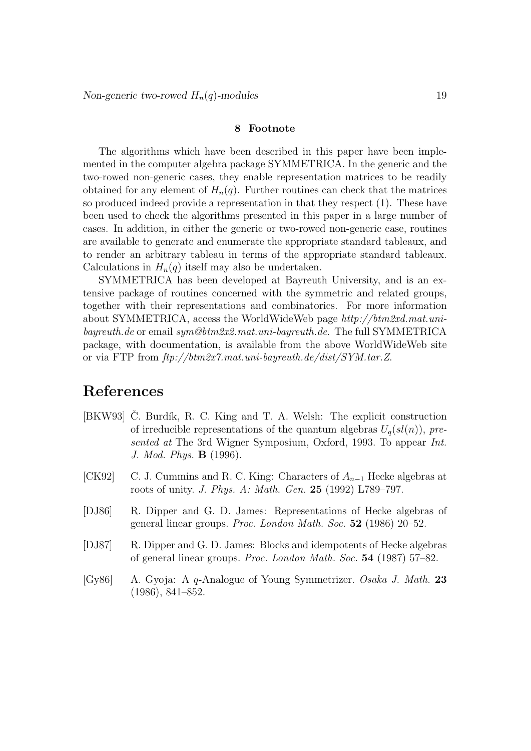## 8 Footnote

The algorithms which have been described in this paper have been implemented in the computer algebra package SYMMETRICA. In the generic and the two-rowed non-generic cases, they enable representation matrices to be readily obtained for any element of $H_n(q)$. Further routines can check that the matrices so produced indeed provide a representation in that they respect (1). These have been used to check the algorithms presented in this paper in a large number of cases. In addition, in either the generic or two-rowed non-generic case, routines are available to generate and enumerate the appropriate standard tableaux, and to render an arbitrary tableau in terms of the appropriate standard tableaux. Calculations in $H_n(q)$ itself may also be undertaken.

SYMMETRICA has been developed at Bayreuth University, and is an extensive package of routines concerned with the symmetric and related groups, together with their representations and combinatorics. For more information about SYMMETRICA, access the WorldWideWeb page *http://btm2xd.mat.uni-bayreuth.de* or email *sym@btm2x2.mat.uni-bayreuth.de*. The full SYMMETRICA package, with documentation, is available from the above WorldWideWeb site or via FTP from *ftp://btm2x7.mat.uni-bayreuth.de/dist/SYM.tar.Z*.

# References

[BKW93] Č. Burdík, R. C. King and T. A. Welsh: The explicit construction of irreducible representations of the quantum algebras $U_q(sl(n))$, *presented at* The 3rd Wigner Symposium, Oxford, 1993. To appear *Int. J. Mod. Phys.* **B** (1996).

[CK92] C. J. Cummins and R. C. King: Characters of $A_{n-1}$ Hecke algebras at roots of unity. *J. Phys. A: Math. Gen.* **25** (1992) L789–797.

[DJ86] R. Dipper and G. D. James: Representations of Hecke algebras of general linear groups. *Proc. London Math. Soc.* **52** (1986) 20–52.

[DJ87] R. Dipper and G. D. James: Blocks and idempotents of Hecke algebras of general linear groups. *Proc. London Math. Soc.* **54** (1987) 57–82.

[Gy86] A. Gyoja: A $q$-Analogue of Young Symmetrizer. *Osaka J. Math.* **23** (1986), 841–852.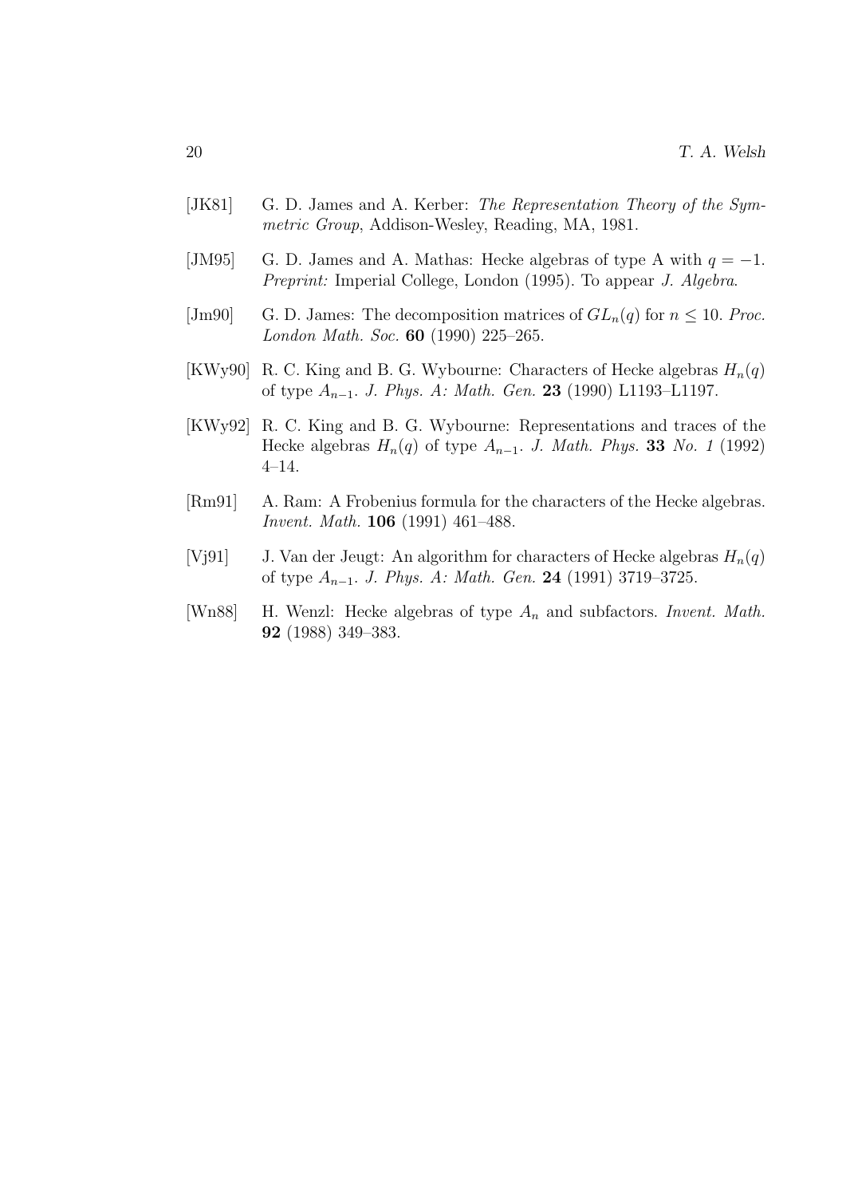[JK81] G. D. James and A. Kerber: *The Representation Theory of the Symmetric Group*, Addison-Wesley, Reading, MA, 1981.

[JM95] G. D. James and A. Mathas: Hecke algebras of type A with $q = -1$. *Preprint:* Imperial College, London (1995). To appear *J. Algebra*.

[Jm90] G. D. James: The decomposition matrices of $GL_n(q)$ for $n \leq 10$. *Proc. London Math. Soc.* **60** (1990) 225–265.

[KWy90] R. C. King and B. G. Wybourne: Characters of Hecke algebras $H_n(q)$ of type $A_{n-1}$. *J. Phys. A: Math. Gen.* **23** (1990) L1193–L1197.

[KWy92] R. C. King and B. G. Wybourne: Representations and traces of the Hecke algebras $H_n(q)$ of type $A_{n-1}$. *J. Math. Phys.* **33** *No. 1* (1992) 4–14.

[Rm91] A. Ram: A Frobenius formula for the characters of the Hecke algebras. *Invent. Math.* **106** (1991) 461–488.

[Vj91] J. Van der Jeugt: An algorithm for characters of Hecke algebras $H_n(q)$ of type $A_{n-1}$. *J. Phys. A: Math. Gen.* **24** (1991) 3719–3725.

[Wn88] H. Wenzl: Hecke algebras of type $A_n$ and subfactors. *Invent. Math.* **92** (1988) 349–383.